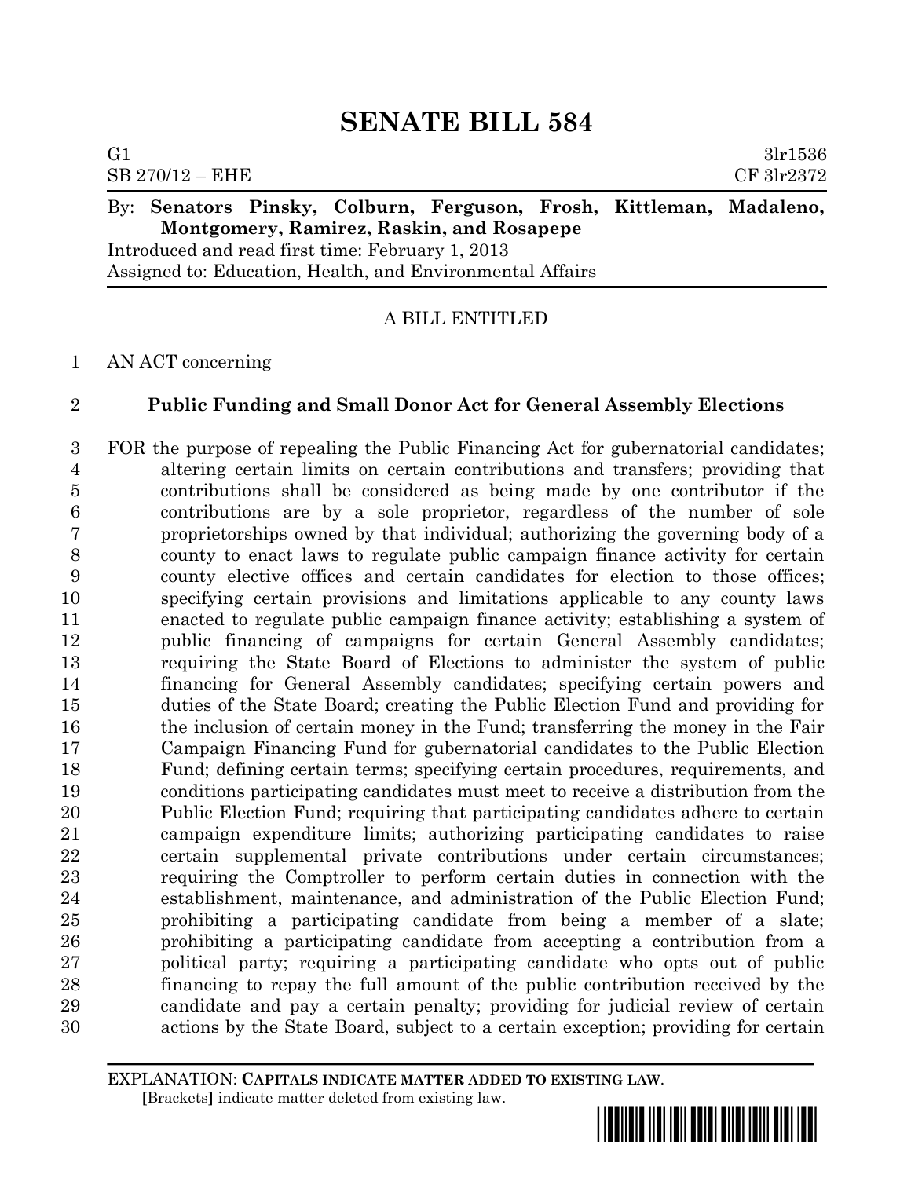# SENATE BILL 584

G1 3lr1536
SB 270/12 – EHE CF 3lr2372

By: **Senators Pinsky, Colburn, Ferguson, Frosh, Kittleman, Madaleno, Montgomery, Ramirez, Raskin, and Rosapepe**
Introduced and read first time: February 1, 2013
Assigned to: Education, Health, and Environmental Affairs

A BILL ENTITLED

1 AN ACT concerning

2 **Public Funding and Small Donor Act for General Assembly Elections**

3 FOR the purpose of repealing the Public Financing Act for gubernatorial candidates;
4 altering certain limits on certain contributions and transfers; providing that
5 contributions shall be considered as being made by one contributor if the
6 contributions are by a sole proprietor, regardless of the number of sole
7 proprietorships owned by that individual; authorizing the governing body of a
8 county to enact laws to regulate public campaign finance activity for certain
9 county elective offices and certain candidates for election to those offices;
10 specifying certain provisions and limitations applicable to any county laws
11 enacted to regulate public campaign finance activity; establishing a system of
12 public financing of campaigns for certain General Assembly candidates;
13 requiring the State Board of Elections to administer the system of public
14 financing for General Assembly candidates; specifying certain powers and
15 duties of the State Board; creating the Public Election Fund and providing for
16 the inclusion of certain money in the Fund; transferring the money in the Fair
17 Campaign Financing Fund for gubernatorial candidates to the Public Election
18 Fund; defining certain terms; specifying certain procedures, requirements, and
19 conditions participating candidates must meet to receive a distribution from the
20 Public Election Fund; requiring that participating candidates adhere to certain
21 campaign expenditure limits; authorizing participating candidates to raise
22 certain supplemental private contributions under certain circumstances;
23 requiring the Comptroller to perform certain duties in connection with the
24 establishment, maintenance, and administration of the Public Election Fund;
25 prohibiting a participating candidate from being a member of a slate;
26 prohibiting a participating candidate from accepting a contribution from a
27 political party; requiring a participating candidate who opts out of public
28 financing to repay the full amount of the public contribution received by the
29 candidate and pay a certain penalty; providing for judicial review of certain
30 actions by the State Board, subject to a certain exception; providing for certain

EXPLANATION: **CAPITALS INDICATE MATTER ADDED TO EXISTING LAW.**
[Brackets] indicate matter deleted from existing law.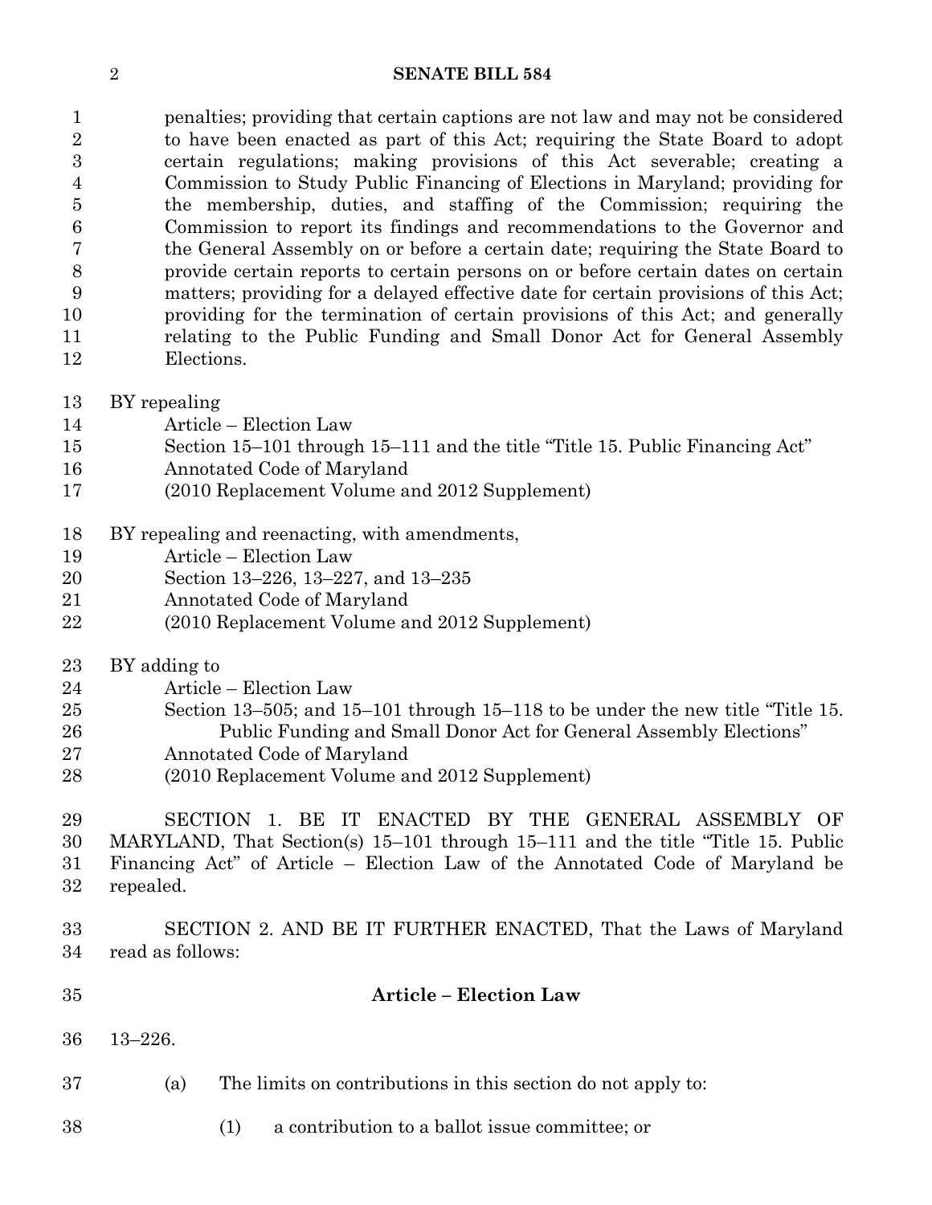penalties; providing that certain captions are not law and may not be considered to have been enacted as part of this Act; requiring the State Board to adopt certain regulations; making provisions of this Act severable; creating a Commission to Study Public Financing of Elections in Maryland; providing for the membership, duties, and staffing of the Commission; requiring the Commission to report its findings and recommendations to the Governor and the General Assembly on or before a certain date; requiring the State Board to provide certain reports to certain persons on or before certain dates on certain matters; providing for a delayed effective date for certain provisions of this Act; providing for the termination of certain provisions of this Act; and generally relating to the Public Funding and Small Donor Act for General Assembly Elections.

BY repealing
Article – Election Law
Section 15–101 through 15–111 and the title "Title 15. Public Financing Act"
Annotated Code of Maryland
(2010 Replacement Volume and 2012 Supplement)

BY repealing and reenacting, with amendments,
Article – Election Law
Section 13–226, 13–227, and 13–235
Annotated Code of Maryland
(2010 Replacement Volume and 2012 Supplement)

BY adding to
Article – Election Law
Section 13–505; and 15–101 through 15–118 to be under the new title "Title 15. Public Funding and Small Donor Act for General Assembly Elections"
Annotated Code of Maryland
(2010 Replacement Volume and 2012 Supplement)

SECTION 1. BE IT ENACTED BY THE GENERAL ASSEMBLY OF MARYLAND, That Section(s) 15–101 through 15–111 and the title "Title 15. Public Financing Act" of Article – Election Law of the Annotated Code of Maryland be repealed.

SECTION 2. AND BE IT FURTHER ENACTED, That the Laws of Maryland read as follows:

**Article – Election Law**

13–226.

(a) The limits on contributions in this section do not apply to:

(1) a contribution to a ballot issue committee; or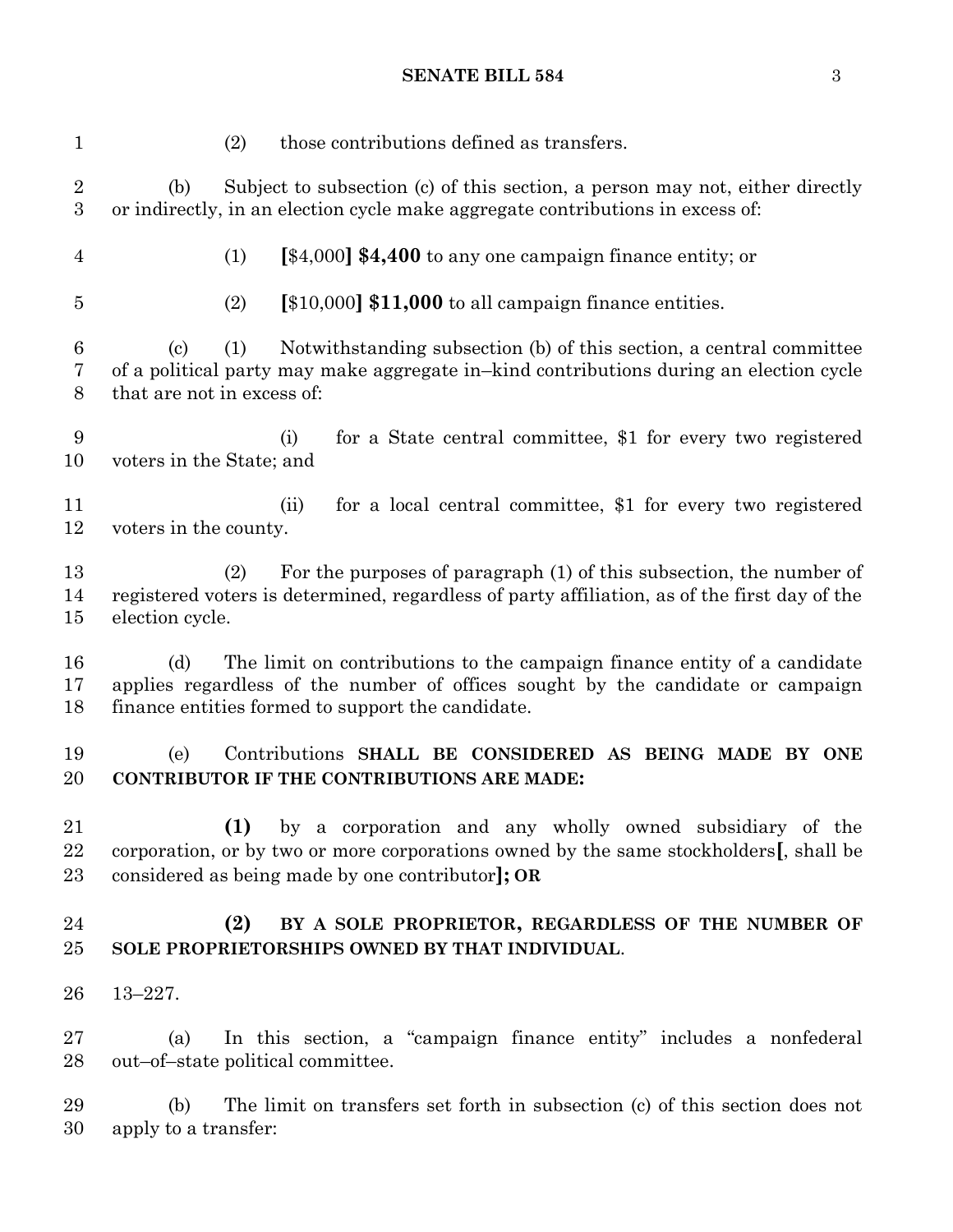(2) those contributions defined as transfers.

(b) Subject to subsection (c) of this section, a person may not, either directly or indirectly, in an election cycle make aggregate contributions in excess of:

(1) [$4,000] **$4,400** to any one campaign finance entity; or

(2) [$10,000] **$11,000** to all campaign finance entities.

(c) (1) Notwithstanding subsection (b) of this section, a central committee of a political party may make aggregate in–kind contributions during an election cycle that are not in excess of:

(i) for a State central committee, $1 for every two registered voters in the State; and

(ii) for a local central committee, $1 for every two registered voters in the county.

(2) For the purposes of paragraph (1) of this section, the number of registered voters is determined, regardless of party affiliation, as of the first day of the election cycle.

(d) The limit on contributions to the campaign finance entity of a candidate applies regardless of the number of offices sought by the candidate or campaign finance entities formed to support the candidate.

(e) Contributions **SHALL BE CONSIDERED AS BEING MADE BY ONE CONTRIBUTOR IF THE CONTRIBUTIONS ARE MADE:**

**(1)** by a corporation and any wholly owned subsidiary of the corporation, or by two or more corporations owned by the same stockholders**[**, shall be considered as being made by one contributor**]; OR**

**(2) BY A SOLE PROPRIETOR, REGARDLESS OF THE NUMBER OF SOLE PROPRIETORSHIPS OWNED BY THAT INDIVIDUAL**.

13–227.

(a) In this section, a "campaign finance entity" includes a nonfederal out–of–state political committee.

(b) The limit on transfers set forth in subsection (c) of this section does not apply to a transfer: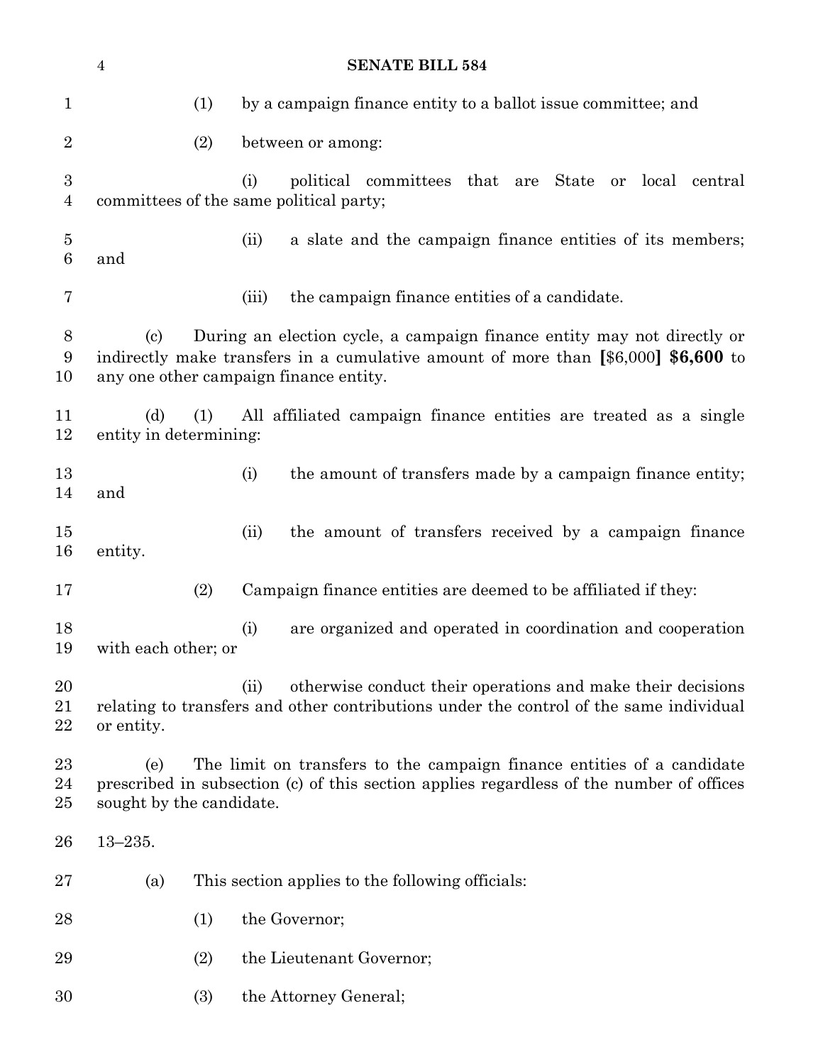(1) by a campaign finance entity to a ballot issue committee; and

(2) between or among:

(i) political committees that are State or local central committees of the same political party;

(ii) a slate and the campaign finance entities of its members; and

(iii) the campaign finance entities of a candidate.

(c) During an election cycle, a campaign finance entity may not directly or indirectly make transfers in a cumulative amount of more than **[**$6,000**]** **$6,600** to any one other campaign finance entity.

(d) (1) All affiliated campaign finance entities are treated as a single entity in determining:

(i) the amount of transfers made by a campaign finance entity; and

(ii) the amount of transfers received by a campaign finance entity.

(2) Campaign finance entities are deemed to be affiliated if they:

(i) are organized and operated in coordination and cooperation with each other; or

(ii) otherwise conduct their operations and make their decisions relating to transfers and other contributions under the control of the same individual or entity.

(e) The limit on transfers to the campaign finance entities of a candidate prescribed in subsection (c) of this section applies regardless of the number of offices sought by the candidate.

13–235.

(a) This section applies to the following officials:

(1) the Governor;

(2) the Lieutenant Governor;

(3) the Attorney General;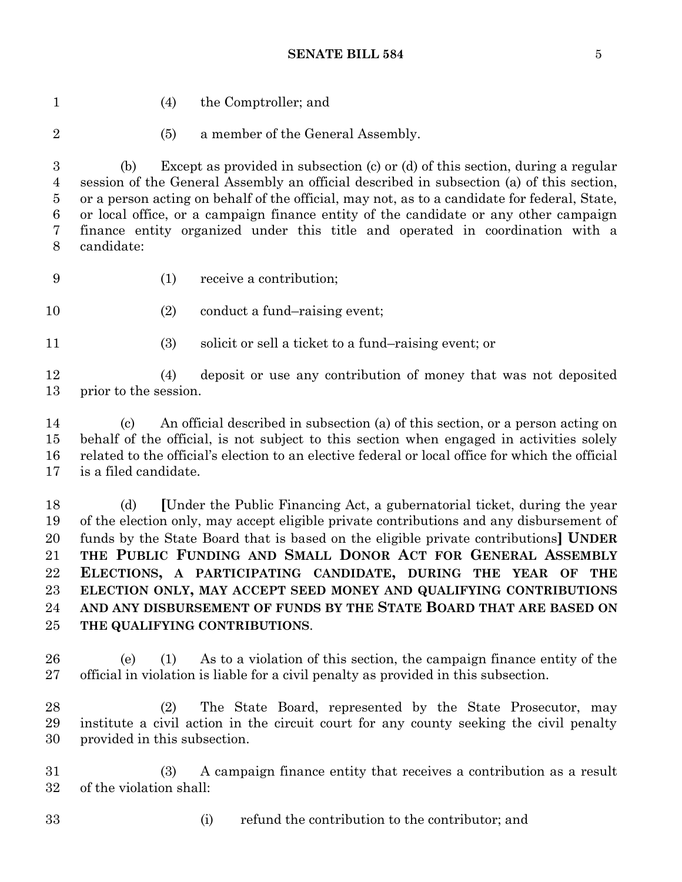(4) the Comptroller; and

(5) a member of the General Assembly.

(b) Except as provided in subsection (c) or (d) of this section, during a regular session of the General Assembly an official described in subsection (a) of this section, or a person acting on behalf of the official, may not, as to a candidate for federal, State, or local office, or a campaign finance entity of the candidate or any other campaign finance entity organized under this title and operated in coordination with a candidate:

(1) receive a contribution;

(2) conduct a fund–raising event;

(3) solicit or sell a ticket to a fund–raising event; or

(4) deposit or use any contribution of money that was not deposited prior to the session.

(c) An official described in subsection (a) of this section, or a person acting on behalf of the official, is not subject to this section when engaged in activities solely related to the official's election to an elective federal or local office for which the official is a filed candidate.

(d) **[**Under the Public Financing Act, a gubernatorial ticket, during the year of the election only, may accept eligible private contributions and any disbursement of funds by the State Board that is based on the eligible private contributions**]** **UNDER THE PUBLIC FUNDING AND SMALL DONOR ACT FOR GENERAL ASSEMBLY ELECTIONS, A PARTICIPATING CANDIDATE, DURING THE YEAR OF THE ELECTION ONLY, MAY ACCEPT SEED MONEY AND QUALIFYING CONTRIBUTIONS AND ANY DISBURSEMENT OF FUNDS BY THE STATE BOARD THAT ARE BASED ON THE QUALIFYING CONTRIBUTIONS**.

(e) (1) As to a violation of this section, the campaign finance entity of the official in violation is liable for a civil penalty as provided in this subsection.

(2) The State Board, represented by the State Prosecutor, may institute a civil action in the circuit court for any county seeking the civil penalty provided in this subsection.

(3) A campaign finance entity that receives a contribution as a result of the violation shall:

(i) refund the contribution to the contributor; and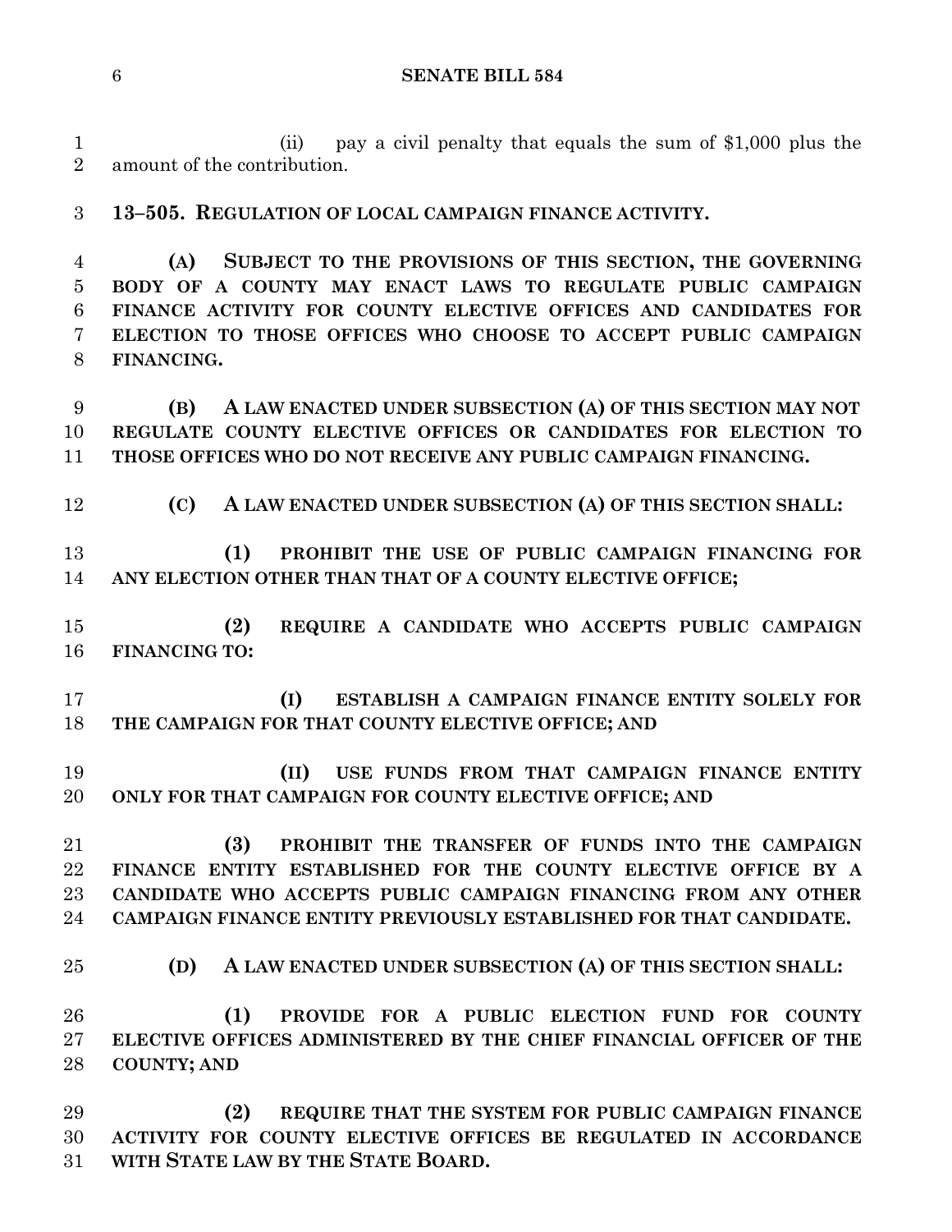(ii) pay a civil penalty that equals the sum of $1,000 plus the amount of the contribution.

**13–505. REGULATION OF LOCAL CAMPAIGN FINANCE ACTIVITY.**

**(A) SUBJECT TO THE PROVISIONS OF THIS SECTION, THE GOVERNING BODY OF A COUNTY MAY ENACT LAWS TO REGULATE PUBLIC CAMPAIGN FINANCE ACTIVITY FOR COUNTY ELECTIVE OFFICES AND CANDIDATES FOR ELECTION TO THOSE OFFICES WHO CHOOSE TO ACCEPT PUBLIC CAMPAIGN FINANCING.**

**(B) A LAW ENACTED UNDER SUBSECTION (A) OF THIS SECTION MAY NOT REGULATE COUNTY ELECTIVE OFFICES OR CANDIDATES FOR ELECTION TO THOSE OFFICES WHO DO NOT RECEIVE ANY PUBLIC CAMPAIGN FINANCING.**

**(C) A LAW ENACTED UNDER SUBSECTION (A) OF THIS SECTION SHALL:**

**(1) PROHIBIT THE USE OF PUBLIC CAMPAIGN FINANCING FOR ANY ELECTION OTHER THAN THAT OF A COUNTY ELECTIVE OFFICE;**

**(2) REQUIRE A CANDIDATE WHO ACCEPTS PUBLIC CAMPAIGN FINANCING TO:**

**(I) ESTABLISH A CAMPAIGN FINANCE ENTITY SOLELY FOR THE CAMPAIGN FOR THAT COUNTY ELECTIVE OFFICE; AND**

**(II) USE FUNDS FROM THAT CAMPAIGN FINANCE ENTITY ONLY FOR THAT CAMPAIGN FOR COUNTY ELECTIVE OFFICE; AND**

**(3) PROHIBIT THE TRANSFER OF FUNDS INTO THE CAMPAIGN FINANCE ENTITY ESTABLISHED FOR THE COUNTY ELECTIVE OFFICE BY A CANDIDATE WHO ACCEPTS PUBLIC CAMPAIGN FINANCING FROM ANY OTHER CAMPAIGN FINANCE ENTITY PREVIOUSLY ESTABLISHED FOR THAT CANDIDATE.**

**(D) A LAW ENACTED UNDER SUBSECTION (A) OF THIS SECTION SHALL:**

**(1) PROVIDE FOR A PUBLIC ELECTION FUND FOR COUNTY ELECTIVE OFFICES ADMINISTERED BY THE CHIEF FINANCIAL OFFICER OF THE COUNTY; AND**

**(2) REQUIRE THAT THE SYSTEM FOR PUBLIC CAMPAIGN FINANCE ACTIVITY FOR COUNTY ELECTIVE OFFICES BE REGULATED IN ACCORDANCE WITH STATE LAW BY THE STATE BOARD.**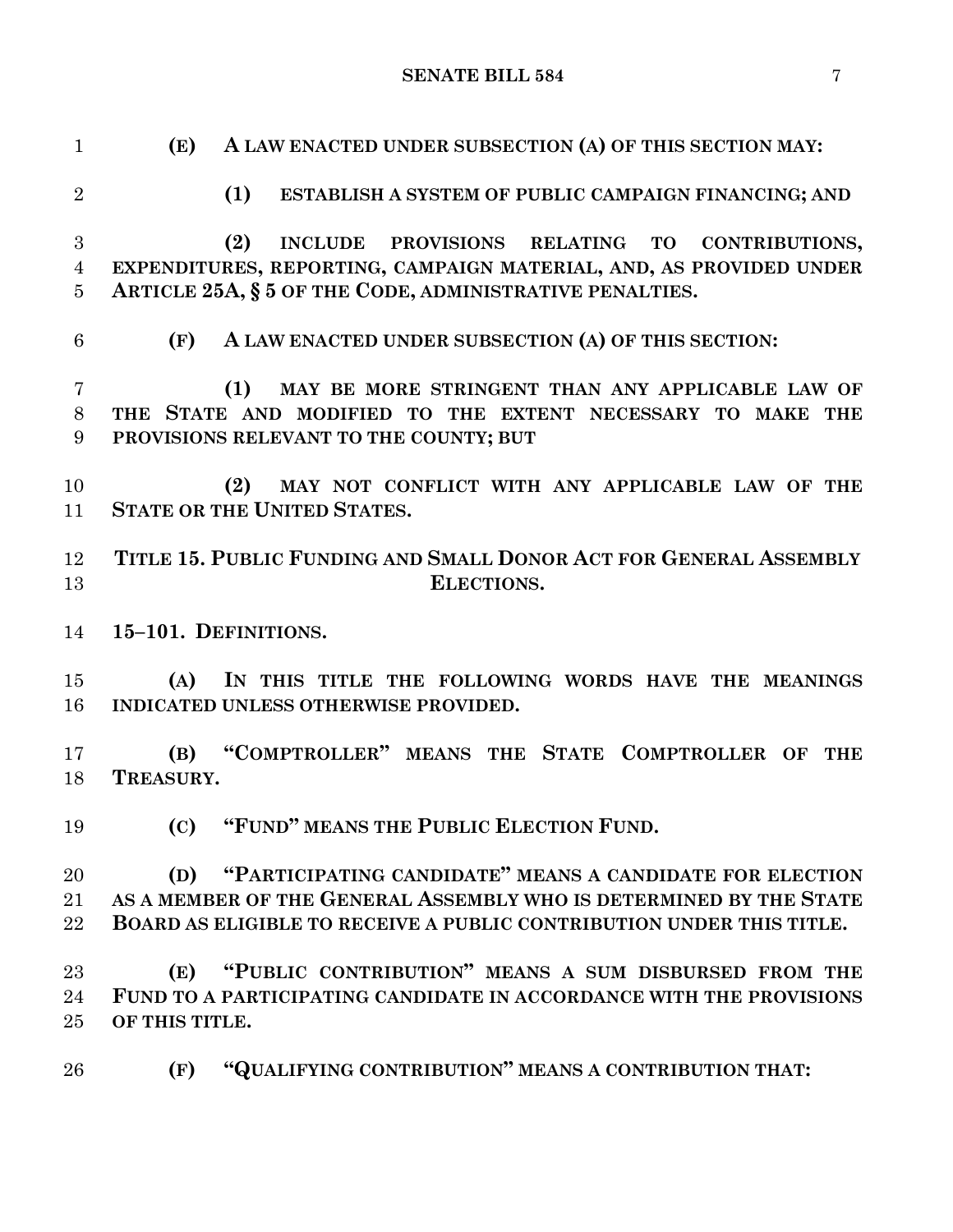**(E) A LAW ENACTED UNDER SUBSECTION (A) OF THIS SECTION MAY:**

**(1) ESTABLISH A SYSTEM OF PUBLIC CAMPAIGN FINANCING; AND**

**(2) INCLUDE PROVISIONS RELATING TO CONTRIBUTIONS, EXPENDITURES, REPORTING, CAMPAIGN MATERIAL, AND, AS PROVIDED UNDER ARTICLE 25A, § 5 OF THE CODE, ADMINISTRATIVE PENALTIES.**

**(F) A LAW ENACTED UNDER SUBSECTION (A) OF THIS SECTION:**

**(1) MAY BE MORE STRINGENT THAN ANY APPLICABLE LAW OF THE STATE AND MODIFIED TO THE EXTENT NECESSARY TO MAKE THE PROVISIONS RELEVANT TO THE COUNTY; BUT**

**(2) MAY NOT CONFLICT WITH ANY APPLICABLE LAW OF THE STATE OR THE UNITED STATES.**

**TITLE 15. PUBLIC FUNDING AND SMALL DONOR ACT FOR GENERAL ASSEMBLY ELECTIONS.**

**15–101. DEFINITIONS.**

**(A) IN THIS TITLE THE FOLLOWING WORDS HAVE THE MEANINGS INDICATED UNLESS OTHERWISE PROVIDED.**

**(B) "COMPTROLLER" MEANS THE STATE COMPTROLLER OF THE TREASURY.**

**(C) "FUND" MEANS THE PUBLIC ELECTION FUND.**

**(D) "PARTICIPATING CANDIDATE" MEANS A CANDIDATE FOR ELECTION AS A MEMBER OF THE GENERAL ASSEMBLY WHO IS DETERMINED BY THE STATE BOARD AS ELIGIBLE TO RECEIVE A PUBLIC CONTRIBUTION UNDER THIS TITLE.**

**(E) "PUBLIC CONTRIBUTION" MEANS A SUM DISBURSED FROM THE FUND TO A PARTICIPATING CANDIDATE IN ACCORDANCE WITH THE PROVISIONS OF THIS TITLE.**

**(F) "QUALIFYING CONTRIBUTION" MEANS A CONTRIBUTION THAT:**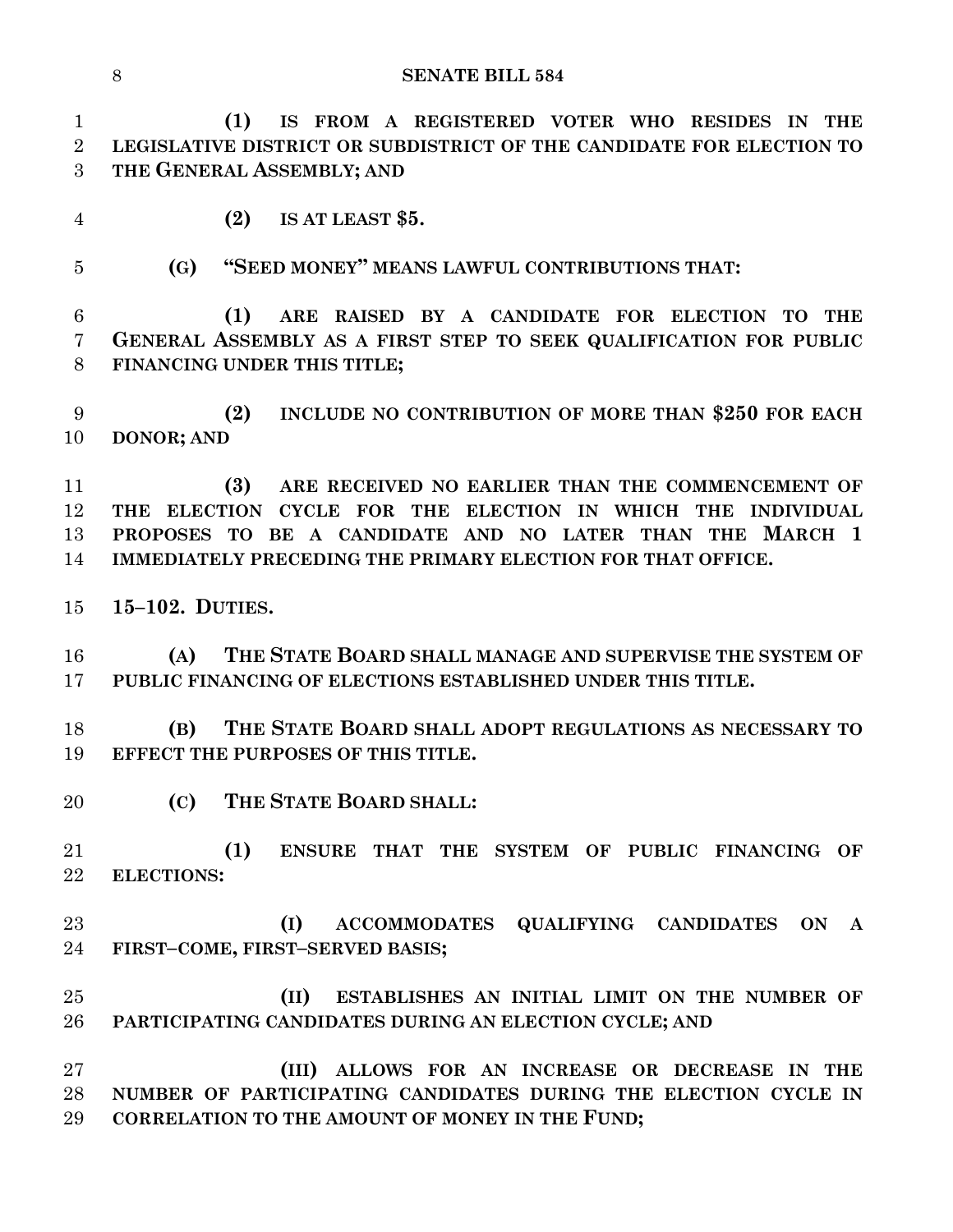**(1) IS FROM A REGISTERED VOTER WHO RESIDES IN THE LEGISLATIVE DISTRICT OR SUBDISTRICT OF THE CANDIDATE FOR ELECTION TO THE GENERAL ASSEMBLY; AND**

**(2) IS AT LEAST $5.**

**(G) "SEED MONEY" MEANS LAWFUL CONTRIBUTIONS THAT:**

**(1) ARE RAISED BY A CANDIDATE FOR ELECTION TO THE GENERAL ASSEMBLY AS A FIRST STEP TO SEEK QUALIFICATION FOR PUBLIC FINANCING UNDER THIS TITLE;**

**(2) INCLUDE NO CONTRIBUTION OF MORE THAN $250 FOR EACH DONOR; AND**

**(3) ARE RECEIVED NO EARLIER THAN THE COMMENCEMENT OF THE ELECTION CYCLE FOR THE ELECTION IN WHICH THE INDIVIDUAL PROPOSES TO BE A CANDIDATE AND NO LATER THAN THE MARCH 1 IMMEDIATELY PRECEDING THE PRIMARY ELECTION FOR THAT OFFICE.**

**15–102. DUTIES.**

**(A) THE STATE BOARD SHALL MANAGE AND SUPERVISE THE SYSTEM OF PUBLIC FINANCING OF ELECTIONS ESTABLISHED UNDER THIS TITLE.**

**(B) THE STATE BOARD SHALL ADOPT REGULATIONS AS NECESSARY TO EFFECT THE PURPOSES OF THIS TITLE.**

**(C) THE STATE BOARD SHALL:**

**(1) ENSURE THAT THE SYSTEM OF PUBLIC FINANCING OF ELECTIONS:**

**(I) ACCOMMODATES QUALIFYING CANDIDATES ON A FIRST–COME, FIRST–SERVED BASIS;**

**(II) ESTABLISHES AN INITIAL LIMIT ON THE NUMBER OF PARTICIPATING CANDIDATES DURING AN ELECTION CYCLE; AND**

**(III) ALLOWS FOR AN INCREASE OR DECREASE IN THE NUMBER OF PARTICIPATING CANDIDATES DURING THE ELECTION CYCLE IN CORRELATION TO THE AMOUNT OF MONEY IN THE FUND;**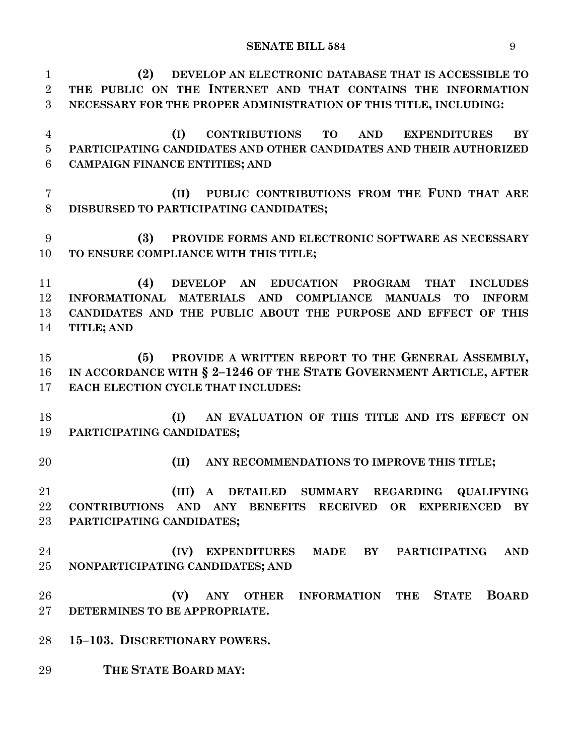**(2) DEVELOP AN ELECTRONIC DATABASE THAT IS ACCESSIBLE TO THE PUBLIC ON THE INTERNET AND THAT CONTAINS THE INFORMATION NECESSARY FOR THE PROPER ADMINISTRATION OF THIS TITLE, INCLUDING:**

**(I) CONTRIBUTIONS TO AND EXPENDITURES BY PARTICIPATING CANDIDATES AND OTHER CANDIDATES AND THEIR AUTHORIZED CAMPAIGN FINANCE ENTITIES; AND**

**(II) PUBLIC CONTRIBUTIONS FROM THE FUND THAT ARE DISBURSED TO PARTICIPATING CANDIDATES;**

**(3) PROVIDE FORMS AND ELECTRONIC SOFTWARE AS NECESSARY TO ENSURE COMPLIANCE WITH THIS TITLE;**

**(4) DEVELOP AN EDUCATION PROGRAM THAT INCLUDES INFORMATIONAL MATERIALS AND COMPLIANCE MANUALS TO INFORM CANDIDATES AND THE PUBLIC ABOUT THE PURPOSE AND EFFECT OF THIS TITLE; AND**

**(5) PROVIDE A WRITTEN REPORT TO THE GENERAL ASSEMBLY, IN ACCORDANCE WITH § 2–1246 OF THE STATE GOVERNMENT ARTICLE, AFTER EACH ELECTION CYCLE THAT INCLUDES:**

**(I) AN EVALUATION OF THIS TITLE AND ITS EFFECT ON PARTICIPATING CANDIDATES;**

**(II) ANY RECOMMENDATIONS TO IMPROVE THIS TITLE;**

**(III) A DETAILED SUMMARY REGARDING QUALIFYING CONTRIBUTIONS AND ANY BENEFITS RECEIVED OR EXPERIENCED BY PARTICIPATING CANDIDATES;**

**(IV) EXPENDITURES MADE BY PARTICIPATING AND NONPARTICIPATING CANDIDATES; AND**

**(V) ANY OTHER INFORMATION THE STATE BOARD DETERMINES TO BE APPROPRIATE.**

**15–103. DISCRETIONARY POWERS.**

**THE STATE BOARD MAY:**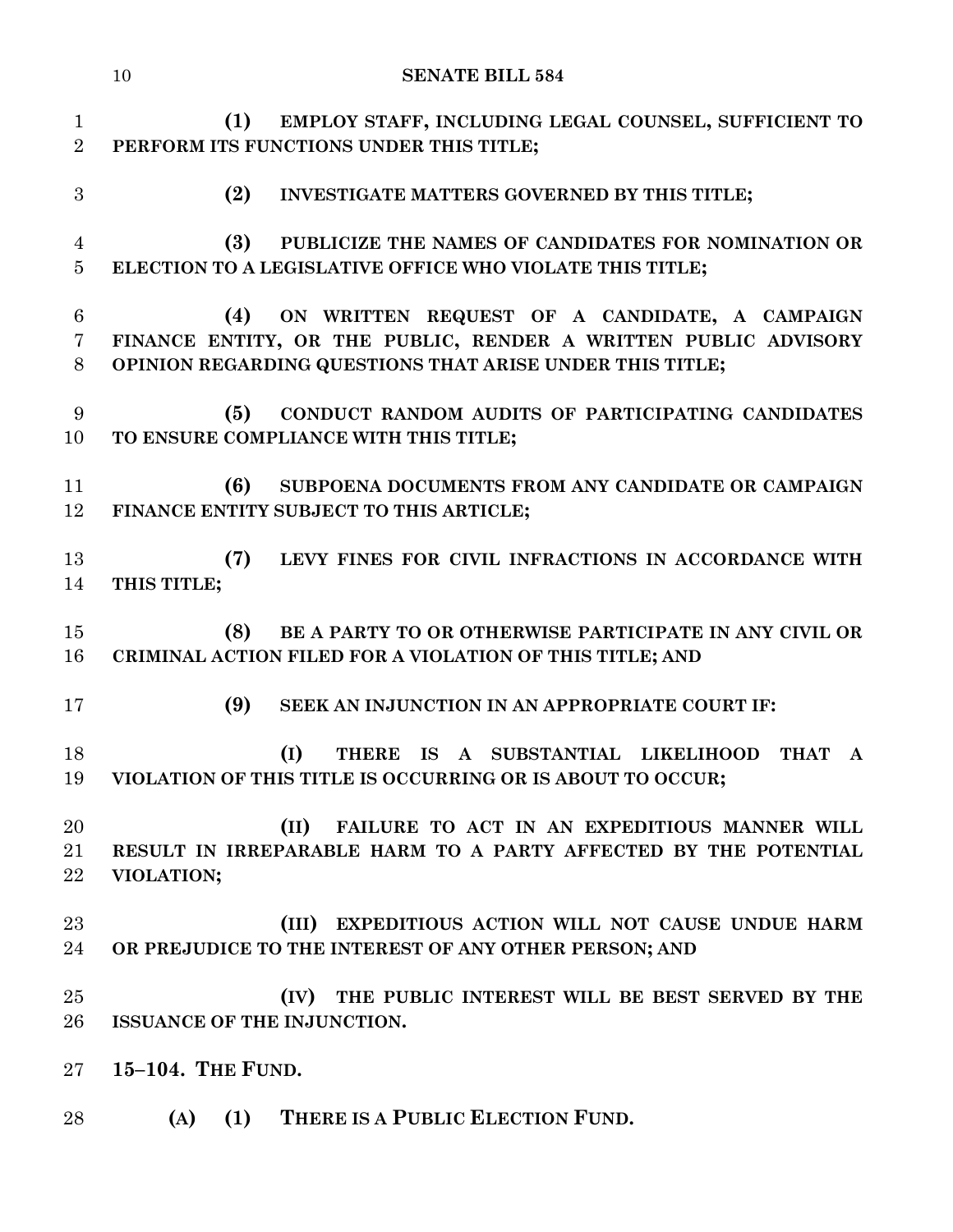**(1) EMPLOY STAFF, INCLUDING LEGAL COUNSEL, SUFFICIENT TO PERFORM ITS FUNCTIONS UNDER THIS TITLE;**

**(2) INVESTIGATE MATTERS GOVERNED BY THIS TITLE;**

**(3) PUBLICIZE THE NAMES OF CANDIDATES FOR NOMINATION OR ELECTION TO A LEGISLATIVE OFFICE WHO VIOLATE THIS TITLE;**

**(4) ON WRITTEN REQUEST OF A CANDIDATE, A CAMPAIGN FINANCE ENTITY, OR THE PUBLIC, RENDER A WRITTEN PUBLIC ADVISORY OPINION REGARDING QUESTIONS THAT ARISE UNDER THIS TITLE;**

**(5) CONDUCT RANDOM AUDITS OF PARTICIPATING CANDIDATES TO ENSURE COMPLIANCE WITH THIS TITLE;**

**(6) SUBPOENA DOCUMENTS FROM ANY CANDIDATE OR CAMPAIGN FINANCE ENTITY SUBJECT TO THIS ARTICLE;**

**(7) LEVY FINES FOR CIVIL INFRACTIONS IN ACCORDANCE WITH THIS TITLE;**

**(8) BE A PARTY TO OR OTHERWISE PARTICIPATE IN ANY CIVIL OR CRIMINAL ACTION FILED FOR A VIOLATION OF THIS TITLE; AND**

**(9) SEEK AN INJUNCTION IN AN APPROPRIATE COURT IF:**

**(I) THERE IS A SUBSTANTIAL LIKELIHOOD THAT A VIOLATION OF THIS TITLE IS OCCURRING OR IS ABOUT TO OCCUR;**

**(II) FAILURE TO ACT IN AN EXPEDITIOUS MANNER WILL RESULT IN IRREPARABLE HARM TO A PARTY AFFECTED BY THE POTENTIAL VIOLATION;**

**(III) EXPEDITIOUS ACTION WILL NOT CAUSE UNDUE HARM OR PREJUDICE TO THE INTEREST OF ANY OTHER PERSON; AND**

**(IV) THE PUBLIC INTEREST WILL BE BEST SERVED BY THE ISSUANCE OF THE INJUNCTION.**

**15–104. THE FUND.**

**(A) (1) THERE IS A PUBLIC ELECTION FUND.**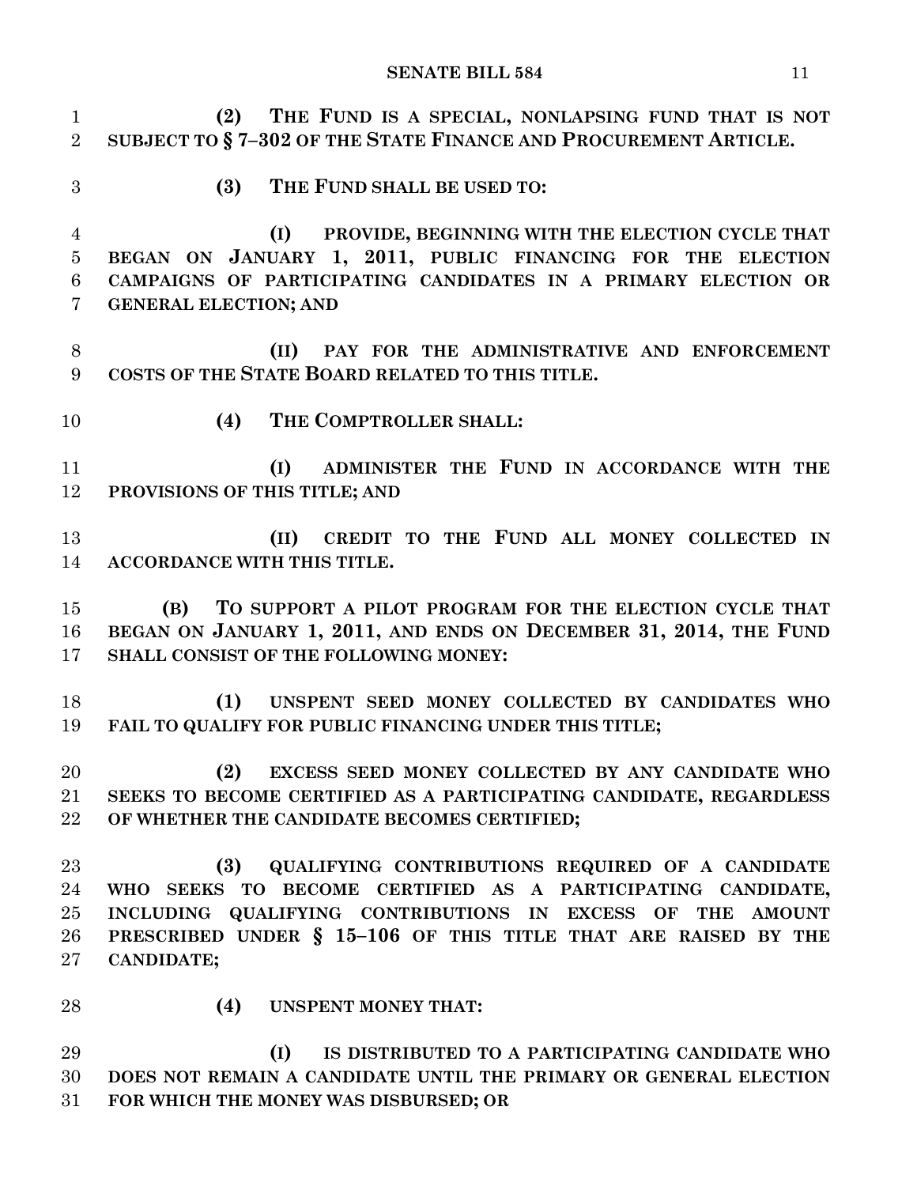**(2) THE FUND IS A SPECIAL, NONLAPSING FUND THAT IS NOT SUBJECT TO § 7–302 OF THE STATE FINANCE AND PROCUREMENT ARTICLE.**

**(3) THE FUND SHALL BE USED TO:**

**(I) PROVIDE, BEGINNING WITH THE ELECTION CYCLE THAT BEGAN ON JANUARY 1, 2011, PUBLIC FINANCING FOR THE ELECTION CAMPAIGNS OF PARTICIPATING CANDIDATES IN A PRIMARY ELECTION OR GENERAL ELECTION; AND**

**(II) PAY FOR THE ADMINISTRATIVE AND ENFORCEMENT COSTS OF THE STATE BOARD RELATED TO THIS TITLE.**

**(4) THE COMPTROLLER SHALL:**

**(I) ADMINISTER THE FUND IN ACCORDANCE WITH THE PROVISIONS OF THIS TITLE; AND**

**(II) CREDIT TO THE FUND ALL MONEY COLLECTED IN ACCORDANCE WITH THIS TITLE.**

**(B) TO SUPPORT A PILOT PROGRAM FOR THE ELECTION CYCLE THAT BEGAN ON JANUARY 1, 2011, AND ENDS ON DECEMBER 31, 2014, THE FUND SHALL CONSIST OF THE FOLLOWING MONEY:**

**(1) UNSPENT SEED MONEY COLLECTED BY CANDIDATES WHO FAIL TO QUALIFY FOR PUBLIC FINANCING UNDER THIS TITLE;**

**(2) EXCESS SEED MONEY COLLECTED BY ANY CANDIDATE WHO SEEKS TO BECOME CERTIFIED AS A PARTICIPATING CANDIDATE, REGARDLESS OF WHETHER THE CANDIDATE BECOMES CERTIFIED;**

**(3) QUALIFYING CONTRIBUTIONS REQUIRED OF A CANDIDATE WHO SEEKS TO BECOME CERTIFIED AS A PARTICIPATING CANDIDATE, INCLUDING QUALIFYING CONTRIBUTIONS IN EXCESS OF THE AMOUNT PRESCRIBED UNDER § 15–106 OF THIS TITLE THAT ARE RAISED BY THE CANDIDATE;**

**(4) UNSPENT MONEY THAT:**

**(I) IS DISTRIBUTED TO A PARTICIPATING CANDIDATE WHO DOES NOT REMAIN A CANDIDATE UNTIL THE PRIMARY OR GENERAL ELECTION FOR WHICH THE MONEY WAS DISBURSED; OR**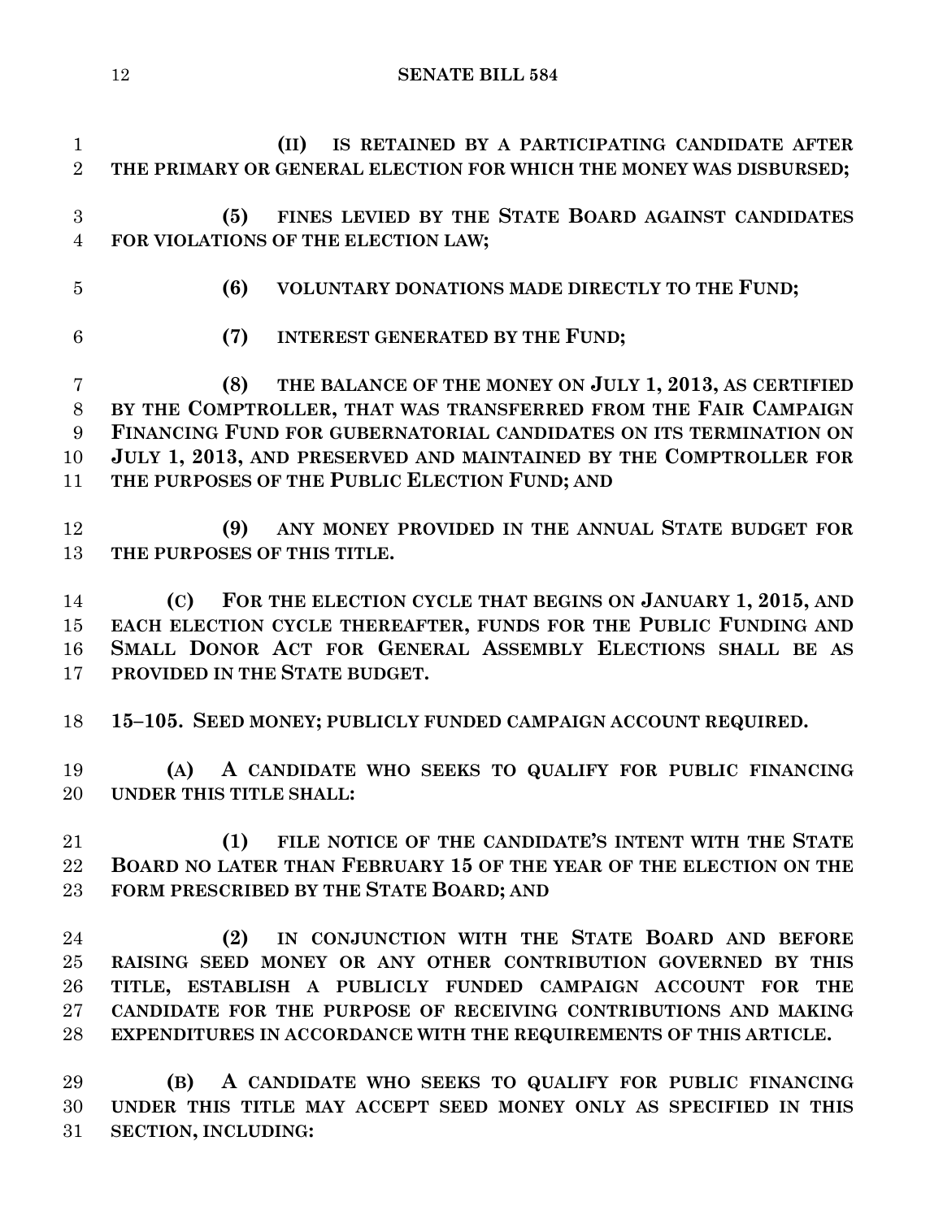**(II) IS RETAINED BY A PARTICIPATING CANDIDATE AFTER THE PRIMARY OR GENERAL ELECTION FOR WHICH THE MONEY WAS DISBURSED;**

**(5) FINES LEVIED BY THE STATE BOARD AGAINST CANDIDATES FOR VIOLATIONS OF THE ELECTION LAW;**

**(6) VOLUNTARY DONATIONS MADE DIRECTLY TO THE FUND;**

**(7) INTEREST GENERATED BY THE FUND;**

**(8) THE BALANCE OF THE MONEY ON JULY 1, 2013, AS CERTIFIED BY THE COMPTROLLER, THAT WAS TRANSFERRED FROM THE FAIR CAMPAIGN FINANCING FUND FOR GUBERNATORIAL CANDIDATES ON ITS TERMINATION ON JULY 1, 2013, AND PRESERVED AND MAINTAINED BY THE COMPTROLLER FOR THE PURPOSES OF THE PUBLIC ELECTION FUND; AND**

**(9) ANY MONEY PROVIDED IN THE ANNUAL STATE BUDGET FOR THE PURPOSES OF THIS TITLE.**

**(C) FOR THE ELECTION CYCLE THAT BEGINS ON JANUARY 1, 2015, AND EACH ELECTION CYCLE THEREAFTER, FUNDS FOR THE PUBLIC FUNDING AND SMALL DONOR ACT FOR GENERAL ASSEMBLY ELECTIONS SHALL BE AS PROVIDED IN THE STATE BUDGET.**

**15–105. SEED MONEY; PUBLICLY FUNDED CAMPAIGN ACCOUNT REQUIRED.**

**(A) A CANDIDATE WHO SEEKS TO QUALIFY FOR PUBLIC FINANCING UNDER THIS TITLE SHALL:**

**(1) FILE NOTICE OF THE CANDIDATE'S INTENT WITH THE STATE BOARD NO LATER THAN FEBRUARY 15 OF THE YEAR OF THE ELECTION ON THE FORM PRESCRIBED BY THE STATE BOARD; AND**

**(2) IN CONJUNCTION WITH THE STATE BOARD AND BEFORE RAISING SEED MONEY OR ANY OTHER CONTRIBUTION GOVERNED BY THIS TITLE, ESTABLISH A PUBLICLY FUNDED CAMPAIGN ACCOUNT FOR THE CANDIDATE FOR THE PURPOSE OF RECEIVING CONTRIBUTIONS AND MAKING EXPENDITURES IN ACCORDANCE WITH THE REQUIREMENTS OF THIS ARTICLE.**

**(B) A CANDIDATE WHO SEEKS TO QUALIFY FOR PUBLIC FINANCING UNDER THIS TITLE MAY ACCEPT SEED MONEY ONLY AS SPECIFIED IN THIS SECTION, INCLUDING:**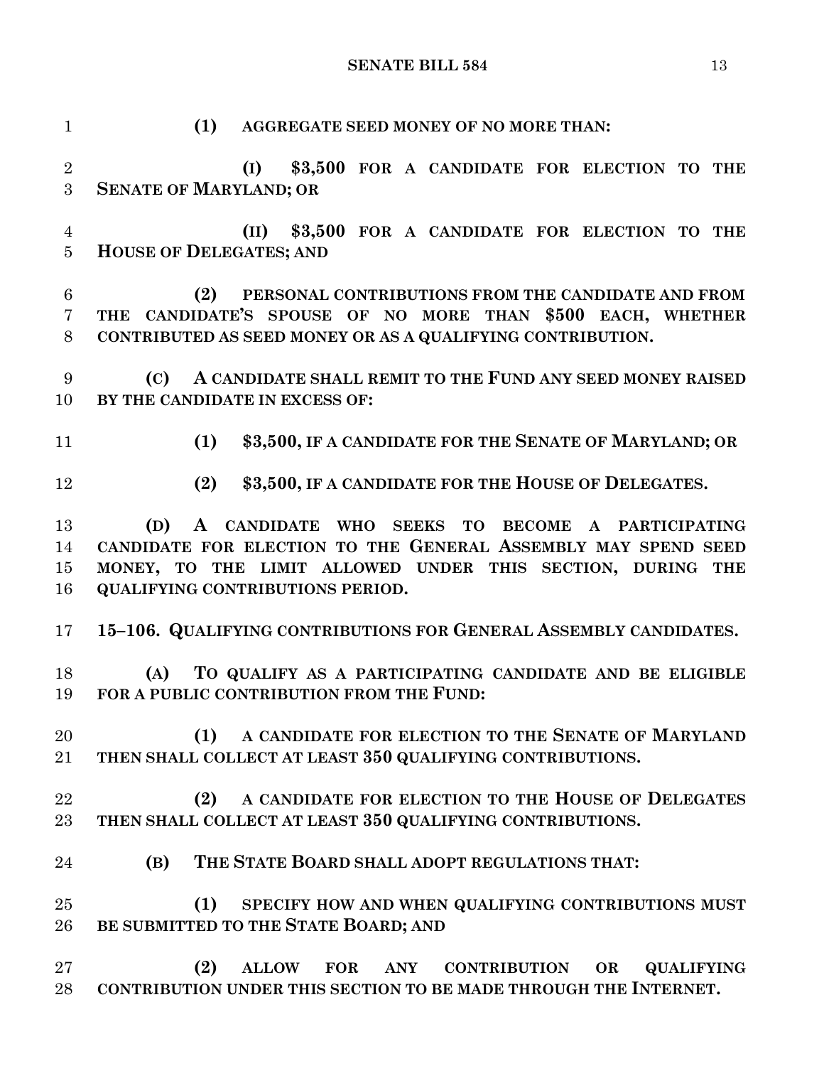**(1) AGGREGATE SEED MONEY OF NO MORE THAN:**

**(I) $3,500 FOR A CANDIDATE FOR ELECTION TO THE SENATE OF MARYLAND; OR**

**(II) $3,500 FOR A CANDIDATE FOR ELECTION TO THE HOUSE OF DELEGATES; AND**

**(2) PERSONAL CONTRIBUTIONS FROM THE CANDIDATE AND FROM THE CANDIDATE'S SPOUSE OF NO MORE THAN $500 EACH, WHETHER CONTRIBUTED AS SEED MONEY OR AS A QUALIFYING CONTRIBUTION.**

**(C) A CANDIDATE SHALL REMIT TO THE FUND ANY SEED MONEY RAISED BY THE CANDIDATE IN EXCESS OF:**

**(1) $3,500, IF A CANDIDATE FOR THE SENATE OF MARYLAND; OR**

**(2) $3,500, IF A CANDIDATE FOR THE HOUSE OF DELEGATES.**

**(D) A CANDIDATE WHO SEEKS TO BECOME A PARTICIPATING CANDIDATE FOR ELECTION TO THE GENERAL ASSEMBLY MAY SPEND SEED MONEY, TO THE LIMIT ALLOWED UNDER THIS SECTION, DURING THE QUALIFYING CONTRIBUTIONS PERIOD.**

**15–106. QUALIFYING CONTRIBUTIONS FOR GENERAL ASSEMBLY CANDIDATES.**

**(A) TO QUALIFY AS A PARTICIPATING CANDIDATE AND BE ELIGIBLE FOR A PUBLIC CONTRIBUTION FROM THE FUND:**

**(1) A CANDIDATE FOR ELECTION TO THE SENATE OF MARYLAND THEN SHALL COLLECT AT LEAST 350 QUALIFYING CONTRIBUTIONS.**

**(2) A CANDIDATE FOR ELECTION TO THE HOUSE OF DELEGATES THEN SHALL COLLECT AT LEAST 350 QUALIFYING CONTRIBUTIONS.**

**(B) THE STATE BOARD SHALL ADOPT REGULATIONS THAT:**

**(1) SPECIFY HOW AND WHEN QUALIFYING CONTRIBUTIONS MUST BE SUBMITTED TO THE STATE BOARD; AND**

**(2) ALLOW FOR ANY CONTRIBUTION OR QUALIFYING CONTRIBUTION UNDER THIS SECTION TO BE MADE THROUGH THE INTERNET.**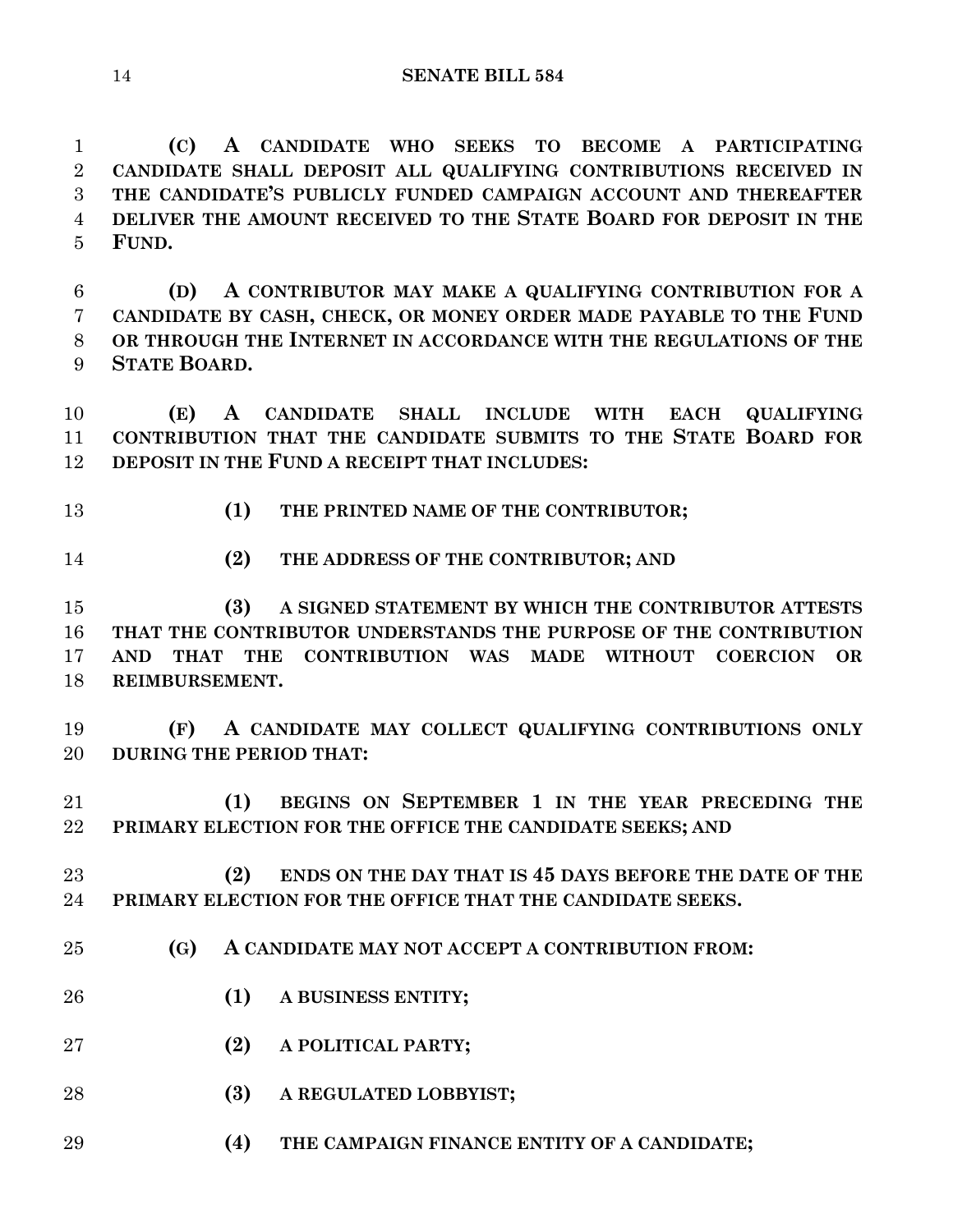**(C) A CANDIDATE WHO SEEKS TO BECOME A PARTICIPATING CANDIDATE SHALL DEPOSIT ALL QUALIFYING CONTRIBUTIONS RECEIVED IN THE CANDIDATE'S PUBLICLY FUNDED CAMPAIGN ACCOUNT AND THEREAFTER DELIVER THE AMOUNT RECEIVED TO THE STATE BOARD FOR DEPOSIT IN THE FUND.**

**(D) A CONTRIBUTOR MAY MAKE A QUALIFYING CONTRIBUTION FOR A CANDIDATE BY CASH, CHECK, OR MONEY ORDER MADE PAYABLE TO THE FUND OR THROUGH THE INTERNET IN ACCORDANCE WITH THE REGULATIONS OF THE STATE BOARD.**

**(E) A CANDIDATE SHALL INCLUDE WITH EACH QUALIFYING CONTRIBUTION THAT THE CANDIDATE SUBMITS TO THE STATE BOARD FOR DEPOSIT IN THE FUND A RECEIPT THAT INCLUDES:**

**(1) THE PRINTED NAME OF THE CONTRIBUTOR;**

**(2) THE ADDRESS OF THE CONTRIBUTOR; AND**

**(3) A SIGNED STATEMENT BY WHICH THE CONTRIBUTOR ATTESTS THAT THE CONTRIBUTOR UNDERSTANDS THE PURPOSE OF THE CONTRIBUTION AND THAT THE CONTRIBUTION WAS MADE WITHOUT COERCION OR REIMBURSEMENT.**

**(F) A CANDIDATE MAY COLLECT QUALIFYING CONTRIBUTIONS ONLY DURING THE PERIOD THAT:**

**(1) BEGINS ON SEPTEMBER 1 IN THE YEAR PRECEDING THE PRIMARY ELECTION FOR THE OFFICE THE CANDIDATE SEEKS; AND**

**(2) ENDS ON THE DAY THAT IS 45 DAYS BEFORE THE DATE OF THE PRIMARY ELECTION FOR THE OFFICE THAT THE CANDIDATE SEEKS.**

**(G) A CANDIDATE MAY NOT ACCEPT A CONTRIBUTION FROM:**

**(1) A BUSINESS ENTITY;**

**(2) A POLITICAL PARTY;**

**(3) A REGULATED LOBBYIST;**

**(4) THE CAMPAIGN FINANCE ENTITY OF A CANDIDATE;**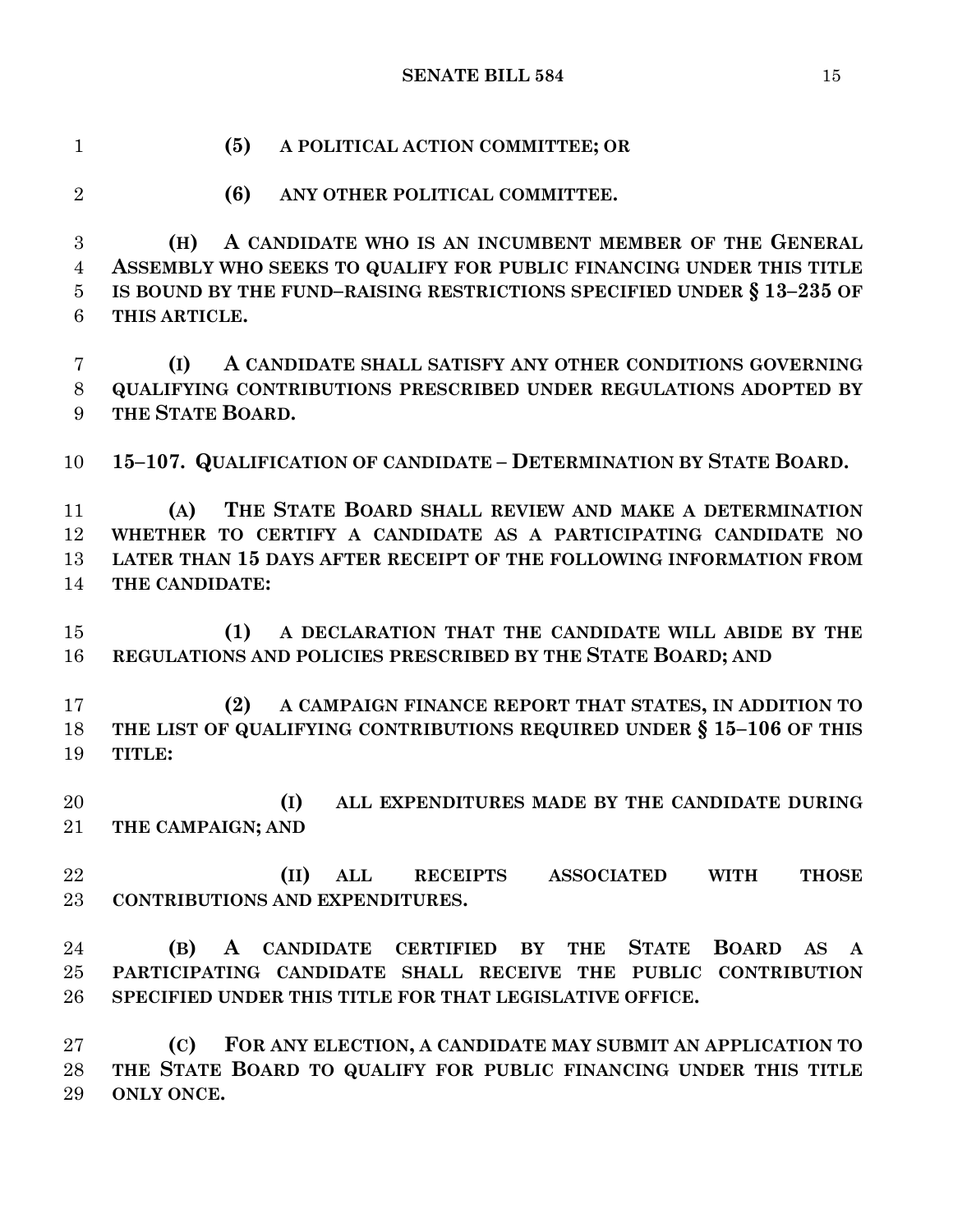**(5) A POLITICAL ACTION COMMITTEE; OR**

**(6) ANY OTHER POLITICAL COMMITTEE.**

**(H) A CANDIDATE WHO IS AN INCUMBENT MEMBER OF THE GENERAL ASSEMBLY WHO SEEKS TO QUALIFY FOR PUBLIC FINANCING UNDER THIS TITLE IS BOUND BY THE FUND–RAISING RESTRICTIONS SPECIFIED UNDER § 13–235 OF THIS ARTICLE.**

**(I) A CANDIDATE SHALL SATISFY ANY OTHER CONDITIONS GOVERNING QUALIFYING CONTRIBUTIONS PRESCRIBED UNDER REGULATIONS ADOPTED BY THE STATE BOARD.**

**15–107. QUALIFICATION OF CANDIDATE – DETERMINATION BY STATE BOARD.**

**(A) THE STATE BOARD SHALL REVIEW AND MAKE A DETERMINATION WHETHER TO CERTIFY A CANDIDATE AS A PARTICIPATING CANDIDATE NO LATER THAN 15 DAYS AFTER RECEIPT OF THE FOLLOWING INFORMATION FROM THE CANDIDATE:**

**(1) A DECLARATION THAT THE CANDIDATE WILL ABIDE BY THE REGULATIONS AND POLICIES PRESCRIBED BY THE STATE BOARD; AND**

**(2) A CAMPAIGN FINANCE REPORT THAT STATES, IN ADDITION TO THE LIST OF QUALIFYING CONTRIBUTIONS REQUIRED UNDER § 15–106 OF THIS TITLE:**

**(I) ALL EXPENDITURES MADE BY THE CANDIDATE DURING THE CAMPAIGN; AND**

**(II) ALL RECEIPTS ASSOCIATED WITH THOSE CONTRIBUTIONS AND EXPENDITURES.**

**(B) A CANDIDATE CERTIFIED BY THE STATE BOARD AS A PARTICIPATING CANDIDATE SHALL RECEIVE THE PUBLIC CONTRIBUTION SPECIFIED UNDER THIS TITLE FOR THAT LEGISLATIVE OFFICE.**

**(C) FOR ANY ELECTION, A CANDIDATE MAY SUBMIT AN APPLICATION TO THE STATE BOARD TO QUALIFY FOR PUBLIC FINANCING UNDER THIS TITLE ONLY ONCE.**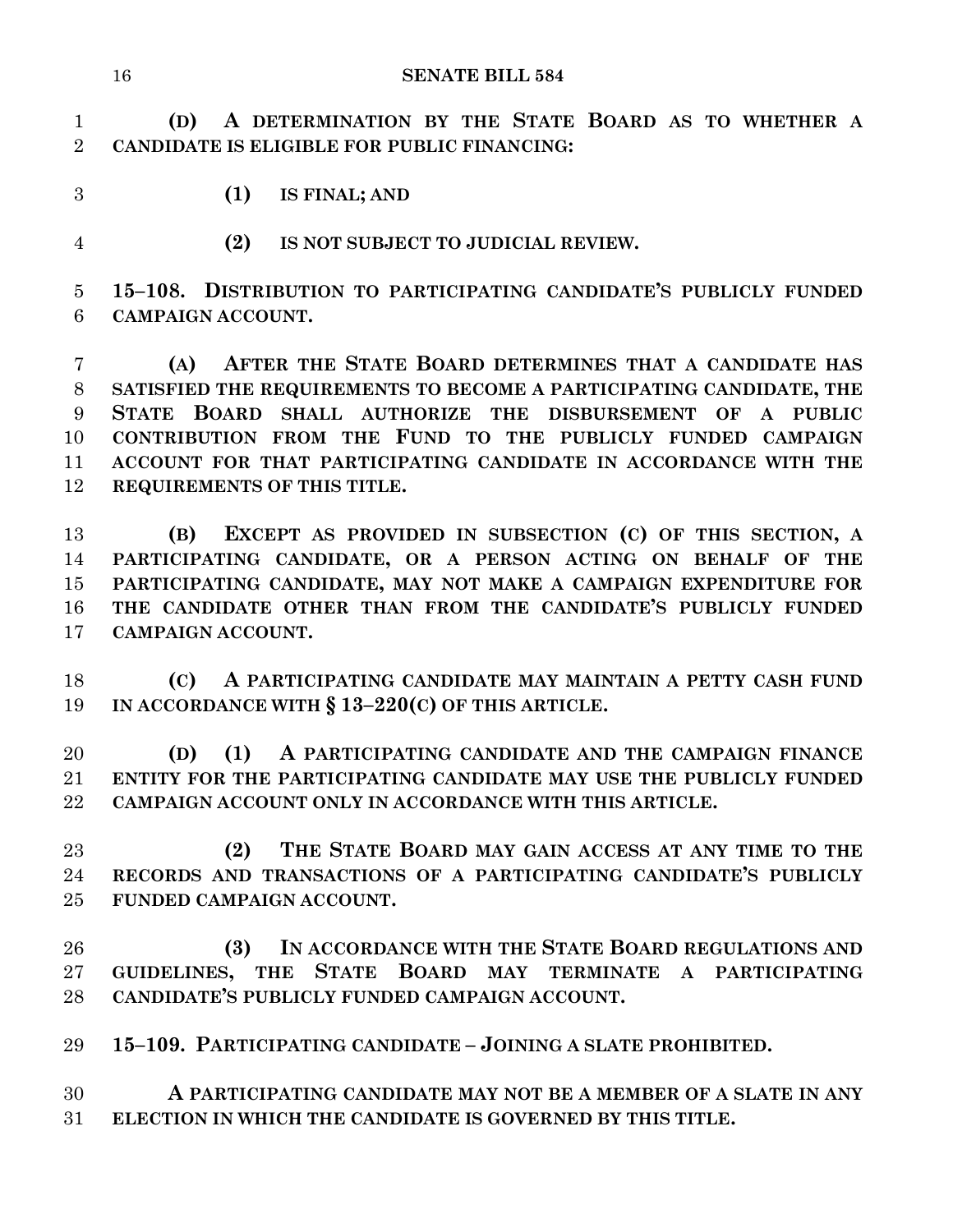**(D) A DETERMINATION BY THE STATE BOARD AS TO WHETHER A CANDIDATE IS ELIGIBLE FOR PUBLIC FINANCING:**

**(1) IS FINAL; AND**

**(2) IS NOT SUBJECT TO JUDICIAL REVIEW.**

**15–108. DISTRIBUTION TO PARTICIPATING CANDIDATE'S PUBLICLY FUNDED CAMPAIGN ACCOUNT.**

**(A) AFTER THE STATE BOARD DETERMINES THAT A CANDIDATE HAS SATISFIED THE REQUIREMENTS TO BECOME A PARTICIPATING CANDIDATE, THE STATE BOARD SHALL AUTHORIZE THE DISBURSEMENT OF A PUBLIC CONTRIBUTION FROM THE FUND TO THE PUBLICLY FUNDED CAMPAIGN ACCOUNT FOR THAT PARTICIPATING CANDIDATE IN ACCORDANCE WITH THE REQUIREMENTS OF THIS TITLE.**

**(B) EXCEPT AS PROVIDED IN SUBSECTION (C) OF THIS SECTION, A PARTICIPATING CANDIDATE, OR A PERSON ACTING ON BEHALF OF THE PARTICIPATING CANDIDATE, MAY NOT MAKE A CAMPAIGN EXPENDITURE FOR THE CANDIDATE OTHER THAN FROM THE CANDIDATE'S PUBLICLY FUNDED CAMPAIGN ACCOUNT.**

**(C) A PARTICIPATING CANDIDATE MAY MAINTAIN A PETTY CASH FUND IN ACCORDANCE WITH § 13–220(C) OF THIS ARTICLE.**

**(D) (1) A PARTICIPATING CANDIDATE AND THE CAMPAIGN FINANCE ENTITY FOR THE PARTICIPATING CANDIDATE MAY USE THE PUBLICLY FUNDED CAMPAIGN ACCOUNT ONLY IN ACCORDANCE WITH THIS ARTICLE.**

**(2) THE STATE BOARD MAY GAIN ACCESS AT ANY TIME TO THE RECORDS AND TRANSACTIONS OF A PARTICIPATING CANDIDATE'S PUBLICLY FUNDED CAMPAIGN ACCOUNT.**

**(3) IN ACCORDANCE WITH THE STATE BOARD REGULATIONS AND GUIDELINES, THE STATE BOARD MAY TERMINATE A PARTICIPATING CANDIDATE'S PUBLICLY FUNDED CAMPAIGN ACCOUNT.**

**15–109. PARTICIPATING CANDIDATE – JOINING A SLATE PROHIBITED.**

**A PARTICIPATING CANDIDATE MAY NOT BE A MEMBER OF A SLATE IN ANY ELECTION IN WHICH THE CANDIDATE IS GOVERNED BY THIS TITLE.**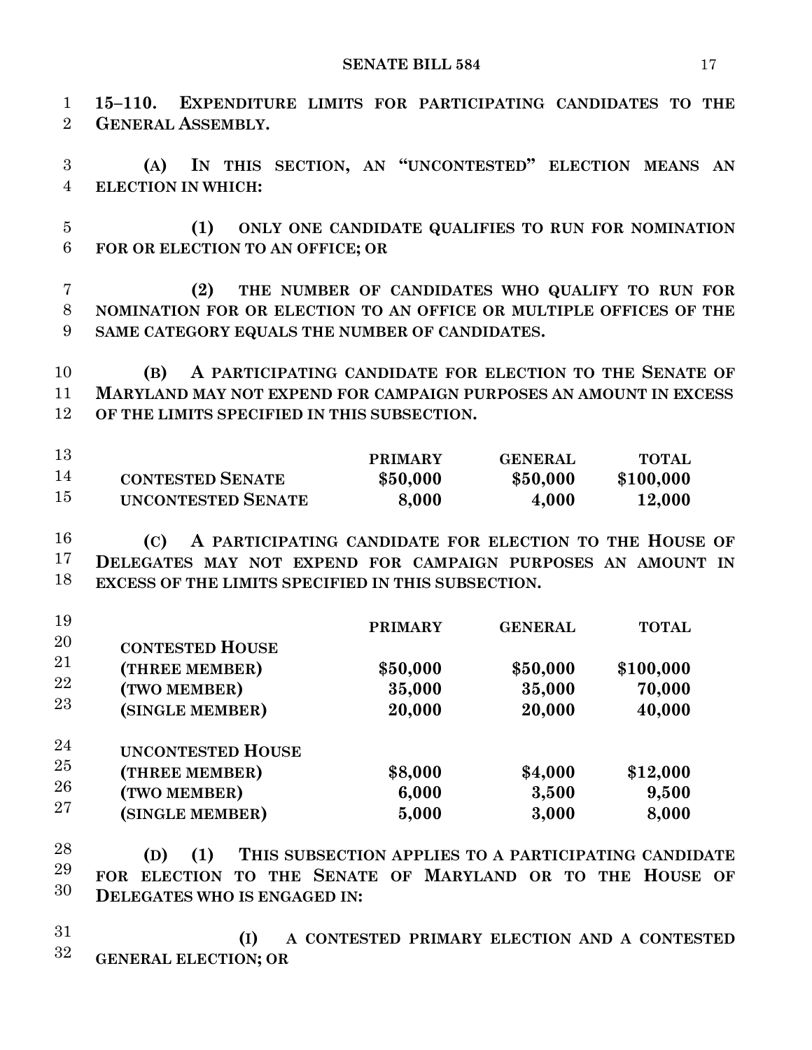**15–110. EXPENDITURE LIMITS FOR PARTICIPATING CANDIDATES TO THE GENERAL ASSEMBLY.**

**(A) IN THIS SECTION, AN "UNCONTESTED" ELECTION MEANS AN ELECTION IN WHICH:**

**(1) ONLY ONE CANDIDATE QUALIFIES TO RUN FOR NOMINATION FOR OR ELECTION TO AN OFFICE; OR**

**(2) THE NUMBER OF CANDIDATES WHO QUALIFY TO RUN FOR NOMINATION FOR OR ELECTION TO AN OFFICE OR MULTIPLE OFFICES OF THE SAME CATEGORY EQUALS THE NUMBER OF CANDIDATES.**

**(B) A PARTICIPATING CANDIDATE FOR ELECTION TO THE SENATE OF MARYLAND MAY NOT EXPEND FOR CAMPAIGN PURPOSES AN AMOUNT IN EXCESS OF THE LIMITS SPECIFIED IN THIS SUBSECTION.**

| | **PRIMARY** | **GENERAL** | **TOTAL** |
|---|---|---|---|
| **CONTESTED SENATE** | **$50,000** | **$50,000** | **$100,000** |
| **UNCONTESTED SENATE** | **8,000** | **4,000** | **12,000** |

**(C) A PARTICIPATING CANDIDATE FOR ELECTION TO THE HOUSE OF DELEGATES MAY NOT EXPEND FOR CAMPAIGN PURPOSES AN AMOUNT IN EXCESS OF THE LIMITS SPECIFIED IN THIS SUBSECTION.**

| | **PRIMARY** | **GENERAL** | **TOTAL** |
|---|---|---|---|
| **CONTESTED HOUSE** | | | |
| **(THREE MEMBER)** | **$50,000** | **$50,000** | **$100,000** |
| **(TWO MEMBER)** | **35,000** | **35,000** | **70,000** |
| **(SINGLE MEMBER)** | **20,000** | **20,000** | **40,000** |
| **UNCONTESTED HOUSE** | | | |
| **(THREE MEMBER)** | **$8,000** | **$4,000** | **$12,000** |
| **(TWO MEMBER)** | **6,000** | **3,500** | **9,500** |
| **(SINGLE MEMBER)** | **5,000** | **3,000** | **8,000** |

**(D) (1) THIS SUBSECTION APPLIES TO A PARTICIPATING CANDIDATE FOR ELECTION TO THE SENATE OF MARYLAND OR TO THE HOUSE OF DELEGATES WHO IS ENGAGED IN:**

**(I) A CONTESTED PRIMARY ELECTION AND A CONTESTED GENERAL ELECTION; OR**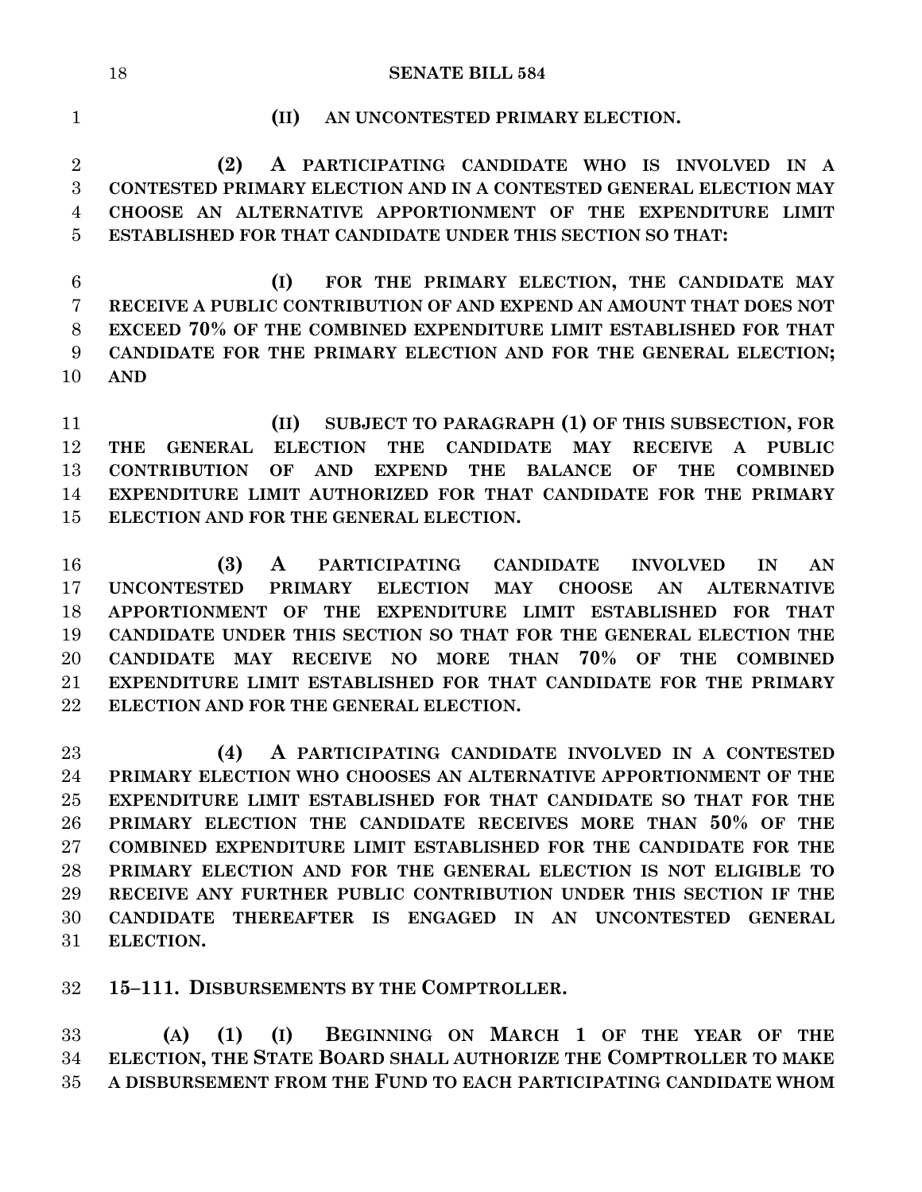**(II) AN UNCONTESTED PRIMARY ELECTION.**

**(2) A PARTICIPATING CANDIDATE WHO IS INVOLVED IN A CONTESTED PRIMARY ELECTION AND IN A CONTESTED GENERAL ELECTION MAY CHOOSE AN ALTERNATIVE APPORTIONMENT OF THE EXPENDITURE LIMIT ESTABLISHED FOR THAT CANDIDATE UNDER THIS SECTION SO THAT:**

**(I) FOR THE PRIMARY ELECTION, THE CANDIDATE MAY RECEIVE A PUBLIC CONTRIBUTION OF AND EXPEND AN AMOUNT THAT DOES NOT EXCEED 70% OF THE COMBINED EXPENDITURE LIMIT ESTABLISHED FOR THAT CANDIDATE FOR THE PRIMARY ELECTION AND FOR THE GENERAL ELECTION; AND**

**(II) SUBJECT TO PARAGRAPH (1) OF THIS SUBSECTION, FOR THE GENERAL ELECTION THE CANDIDATE MAY RECEIVE A PUBLIC CONTRIBUTION OF AND EXPEND THE BALANCE OF THE COMBINED EXPENDITURE LIMIT AUTHORIZED FOR THAT CANDIDATE FOR THE PRIMARY ELECTION AND FOR THE GENERAL ELECTION.**

**(3) A PARTICIPATING CANDIDATE INVOLVED IN AN UNCONTESTED PRIMARY ELECTION MAY CHOOSE AN ALTERNATIVE APPORTIONMENT OF THE EXPENDITURE LIMIT ESTABLISHED FOR THAT CANDIDATE UNDER THIS SECTION SO THAT FOR THE GENERAL ELECTION THE CANDIDATE MAY RECEIVE NO MORE THAN 70% OF THE COMBINED EXPENDITURE LIMIT ESTABLISHED FOR THAT CANDIDATE FOR THE PRIMARY ELECTION AND FOR THE GENERAL ELECTION.**

**(4) A PARTICIPATING CANDIDATE INVOLVED IN A CONTESTED PRIMARY ELECTION WHO CHOOSES AN ALTERNATIVE APPORTIONMENT OF THE EXPENDITURE LIMIT ESTABLISHED FOR THAT CANDIDATE SO THAT FOR THE PRIMARY ELECTION THE CANDIDATE RECEIVES MORE THAN 50% OF THE COMBINED EXPENDITURE LIMIT ESTABLISHED FOR THE CANDIDATE FOR THE PRIMARY ELECTION AND FOR THE GENERAL ELECTION IS NOT ELIGIBLE TO RECEIVE ANY FURTHER PUBLIC CONTRIBUTION UNDER THIS SECTION IF THE CANDIDATE THEREAFTER IS ENGAGED IN AN UNCONTESTED GENERAL ELECTION.**

**15–111. DISBURSEMENTS BY THE COMPTROLLER.**

**(A) (1) (I) BEGINNING ON MARCH 1 OF THE YEAR OF THE ELECTION, THE STATE BOARD SHALL AUTHORIZE THE COMPTROLLER TO MAKE A DISBURSEMENT FROM THE FUND TO EACH PARTICIPATING CANDIDATE WHOM**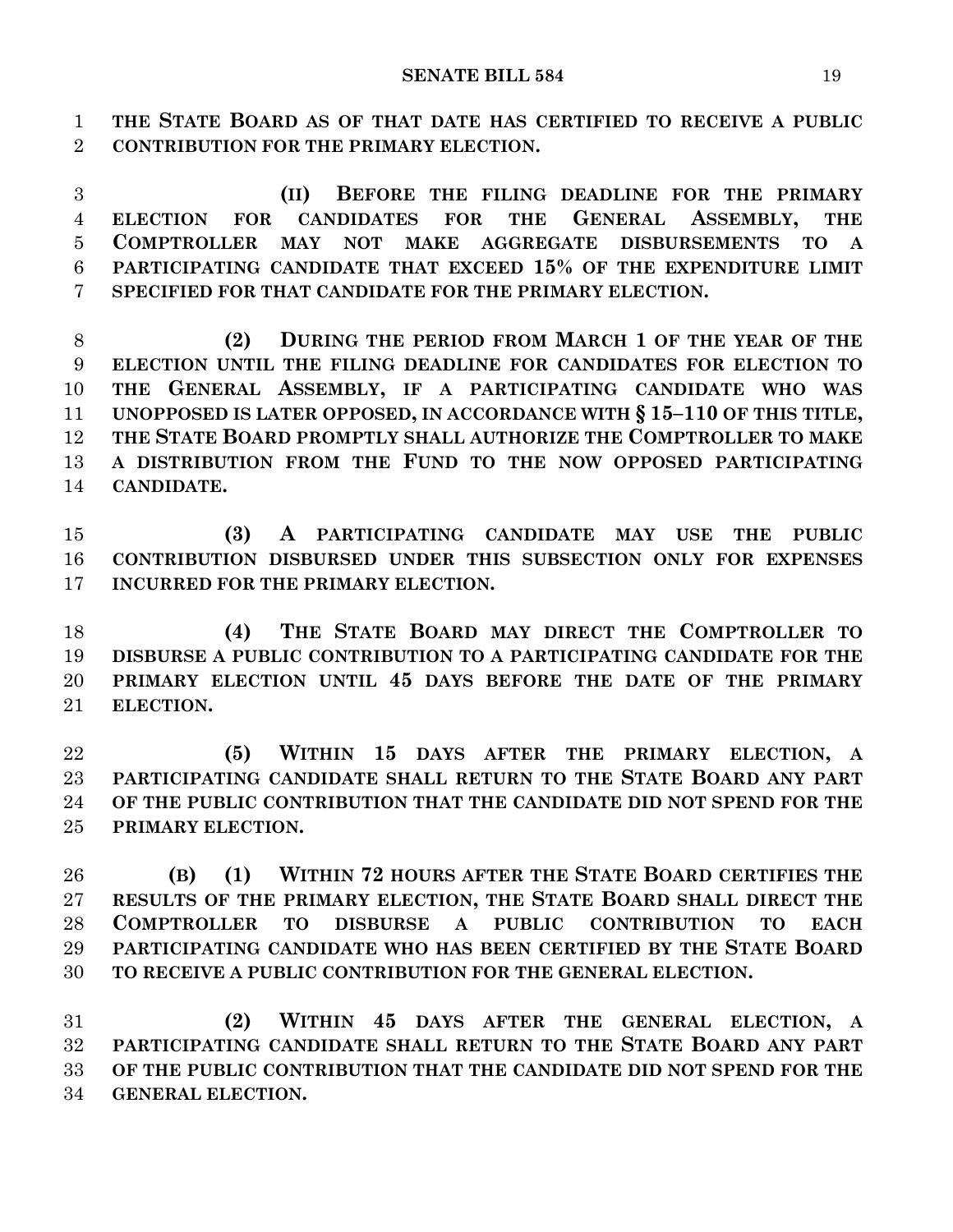**THE STATE BOARD AS OF THAT DATE HAS CERTIFIED TO RECEIVE A PUBLIC CONTRIBUTION FOR THE PRIMARY ELECTION.**

**(II) BEFORE THE FILING DEADLINE FOR THE PRIMARY ELECTION FOR CANDIDATES FOR THE GENERAL ASSEMBLY, THE COMPTROLLER MAY NOT MAKE AGGREGATE DISBURSEMENTS TO A PARTICIPATING CANDIDATE THAT EXCEED 15% OF THE EXPENDITURE LIMIT SPECIFIED FOR THAT CANDIDATE FOR THE PRIMARY ELECTION.**

**(2) DURING THE PERIOD FROM MARCH 1 OF THE YEAR OF THE ELECTION UNTIL THE FILING DEADLINE FOR CANDIDATES FOR ELECTION TO THE GENERAL ASSEMBLY, IF A PARTICIPATING CANDIDATE WHO WAS UNOPPOSED IS LATER OPPOSED, IN ACCORDANCE WITH § 15–110 OF THIS TITLE, THE STATE BOARD PROMPTLY SHALL AUTHORIZE THE COMPTROLLER TO MAKE A DISTRIBUTION FROM THE FUND TO THE NOW OPPOSED PARTICIPATING CANDIDATE.**

**(3) A PARTICIPATING CANDIDATE MAY USE THE PUBLIC CONTRIBUTION DISBURSED UNDER THIS SUBSECTION ONLY FOR EXPENSES INCURRED FOR THE PRIMARY ELECTION.**

**(4) THE STATE BOARD MAY DIRECT THE COMPTROLLER TO DISBURSE A PUBLIC CONTRIBUTION TO A PARTICIPATING CANDIDATE FOR THE PRIMARY ELECTION UNTIL 45 DAYS BEFORE THE DATE OF THE PRIMARY ELECTION.**

**(5) WITHIN 15 DAYS AFTER THE PRIMARY ELECTION, A PARTICIPATING CANDIDATE SHALL RETURN TO THE STATE BOARD ANY PART OF THE PUBLIC CONTRIBUTION THAT THE CANDIDATE DID NOT SPEND FOR THE PRIMARY ELECTION.**

**(B) (1) WITHIN 72 HOURS AFTER THE STATE BOARD CERTIFIES THE RESULTS OF THE PRIMARY ELECTION, THE STATE BOARD SHALL DIRECT THE COMPTROLLER TO DISBURSE A PUBLIC CONTRIBUTION TO EACH PARTICIPATING CANDIDATE WHO HAS BEEN CERTIFIED BY THE STATE BOARD TO RECEIVE A PUBLIC CONTRIBUTION FOR THE GENERAL ELECTION.**

**(2) WITHIN 45 DAYS AFTER THE GENERAL ELECTION, A PARTICIPATING CANDIDATE SHALL RETURN TO THE STATE BOARD ANY PART OF THE PUBLIC CONTRIBUTION THAT THE CANDIDATE DID NOT SPEND FOR THE GENERAL ELECTION.**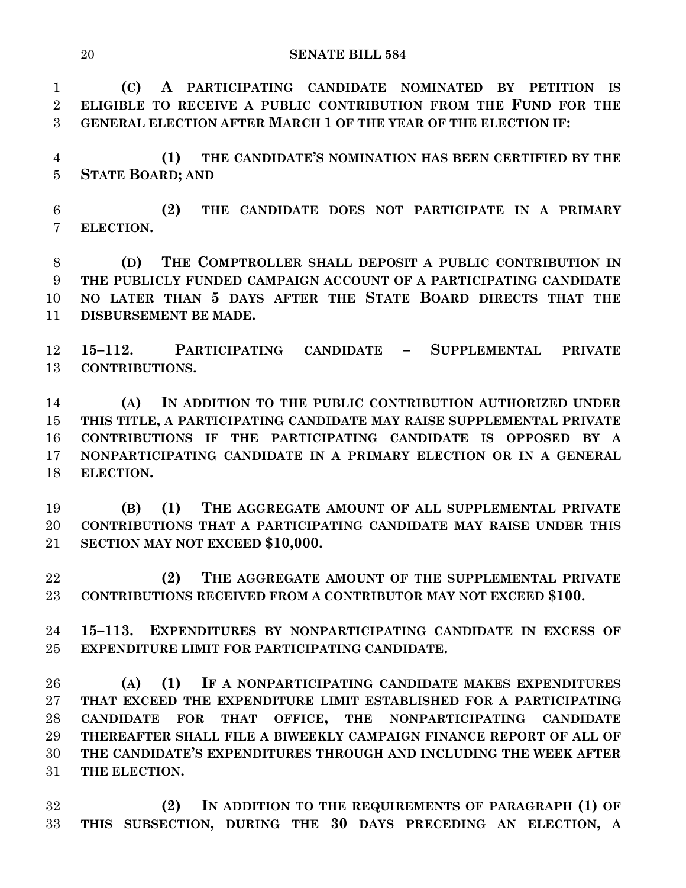**(C) A PARTICIPATING CANDIDATE NOMINATED BY PETITION IS ELIGIBLE TO RECEIVE A PUBLIC CONTRIBUTION FROM THE FUND FOR THE GENERAL ELECTION AFTER MARCH 1 OF THE YEAR OF THE ELECTION IF:**

**(1) THE CANDIDATE'S NOMINATION HAS BEEN CERTIFIED BY THE STATE BOARD; AND**

**(2) THE CANDIDATE DOES NOT PARTICIPATE IN A PRIMARY ELECTION.**

**(D) THE COMPTROLLER SHALL DEPOSIT A PUBLIC CONTRIBUTION IN THE PUBLICLY FUNDED CAMPAIGN ACCOUNT OF A PARTICIPATING CANDIDATE NO LATER THAN 5 DAYS AFTER THE STATE BOARD DIRECTS THAT THE DISBURSEMENT BE MADE.**

**15–112. PARTICIPATING CANDIDATE – SUPPLEMENTAL PRIVATE CONTRIBUTIONS.**

**(A) IN ADDITION TO THE PUBLIC CONTRIBUTION AUTHORIZED UNDER THIS TITLE, A PARTICIPATING CANDIDATE MAY RAISE SUPPLEMENTAL PRIVATE CONTRIBUTIONS IF THE PARTICIPATING CANDIDATE IS OPPOSED BY A NONPARTICIPATING CANDIDATE IN A PRIMARY ELECTION OR IN A GENERAL ELECTION.**

**(B) (1) THE AGGREGATE AMOUNT OF ALL SUPPLEMENTAL PRIVATE CONTRIBUTIONS THAT A PARTICIPATING CANDIDATE MAY RAISE UNDER THIS SECTION MAY NOT EXCEED $10,000.**

**(2) THE AGGREGATE AMOUNT OF THE SUPPLEMENTAL PRIVATE CONTRIBUTIONS RECEIVED FROM A CONTRIBUTOR MAY NOT EXCEED $100.**

**15–113. EXPENDITURES BY NONPARTICIPATING CANDIDATE IN EXCESS OF EXPENDITURE LIMIT FOR PARTICIPATING CANDIDATE.**

**(A) (1) IF A NONPARTICIPATING CANDIDATE MAKES EXPENDITURES THAT EXCEED THE EXPENDITURE LIMIT ESTABLISHED FOR A PARTICIPATING CANDIDATE FOR THAT OFFICE, THE NONPARTICIPATING CANDIDATE THEREAFTER SHALL FILE A BIWEEKLY CAMPAIGN FINANCE REPORT OF ALL OF THE CANDIDATE'S EXPENDITURES THROUGH AND INCLUDING THE WEEK AFTER THE ELECTION.**

**(2) IN ADDITION TO THE REQUIREMENTS OF PARAGRAPH (1) OF THIS SUBSECTION, DURING THE 30 DAYS PRECEDING AN ELECTION, A**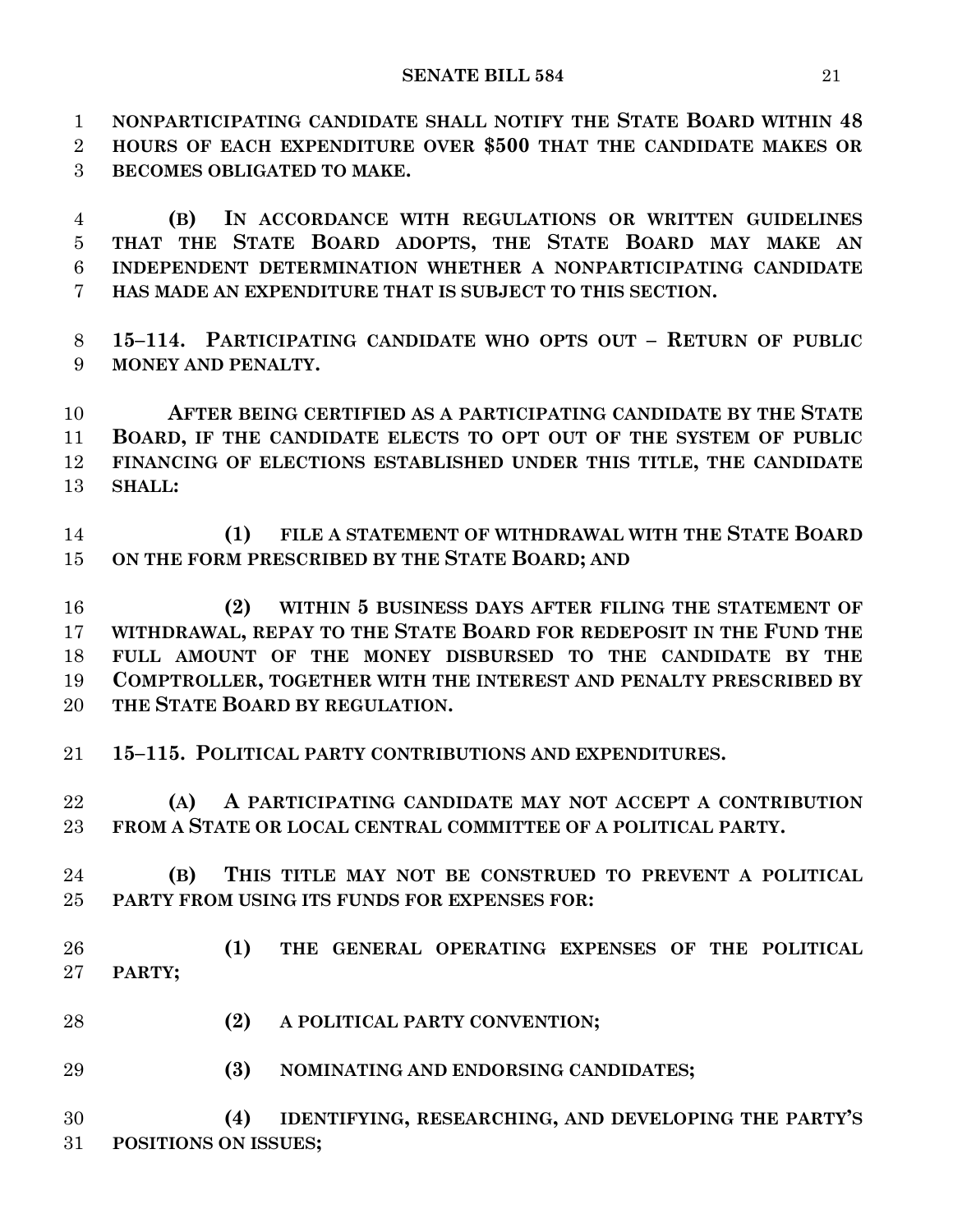**NONPARTICIPATING CANDIDATE SHALL NOTIFY THE STATE BOARD WITHIN 48 HOURS OF EACH EXPENDITURE OVER $500 THAT THE CANDIDATE MAKES OR BECOMES OBLIGATED TO MAKE.**

**(B) IN ACCORDANCE WITH REGULATIONS OR WRITTEN GUIDELINES THAT THE STATE BOARD ADOPTS, THE STATE BOARD MAY MAKE AN INDEPENDENT DETERMINATION WHETHER A NONPARTICIPATING CANDIDATE HAS MADE AN EXPENDITURE THAT IS SUBJECT TO THIS SECTION.**

**15–114. PARTICIPATING CANDIDATE WHO OPTS OUT – RETURN OF PUBLIC MONEY AND PENALTY.**

**AFTER BEING CERTIFIED AS A PARTICIPATING CANDIDATE BY THE STATE BOARD, IF THE CANDIDATE ELECTS TO OPT OUT OF THE SYSTEM OF PUBLIC FINANCING OF ELECTIONS ESTABLISHED UNDER THIS TITLE, THE CANDIDATE SHALL:**

**(1) FILE A STATEMENT OF WITHDRAWAL WITH THE STATE BOARD ON THE FORM PRESCRIBED BY THE STATE BOARD; AND**

**(2) WITHIN 5 BUSINESS DAYS AFTER FILING THE STATEMENT OF WITHDRAWAL, REPAY TO THE STATE BOARD FOR REDEPOSIT IN THE FUND THE FULL AMOUNT OF THE MONEY DISBURSED TO THE CANDIDATE BY THE COMPTROLLER, TOGETHER WITH THE INTEREST AND PENALTY PRESCRIBED BY THE STATE BOARD BY REGULATION.**

**15–115. POLITICAL PARTY CONTRIBUTIONS AND EXPENDITURES.**

**(A) A PARTICIPATING CANDIDATE MAY NOT ACCEPT A CONTRIBUTION FROM A STATE OR LOCAL CENTRAL COMMITTEE OF A POLITICAL PARTY.**

**(B) THIS TITLE MAY NOT BE CONSTRUED TO PREVENT A POLITICAL PARTY FROM USING ITS FUNDS FOR EXPENSES FOR:**

**(1) THE GENERAL OPERATING EXPENSES OF THE POLITICAL PARTY;**

**(2) A POLITICAL PARTY CONVENTION;**

**(3) NOMINATING AND ENDORSING CANDIDATES;**

**(4) IDENTIFYING, RESEARCHING, AND DEVELOPING THE PARTY'S POSITIONS ON ISSUES;**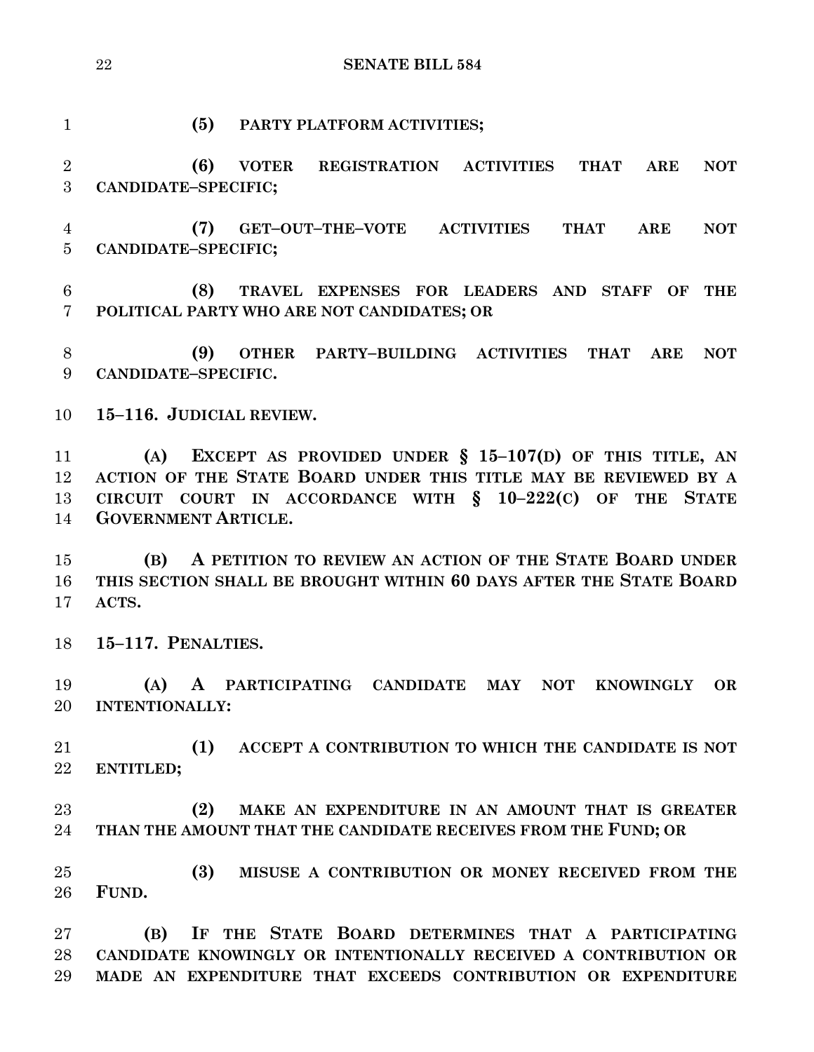**(5) PARTY PLATFORM ACTIVITIES;**

**(6) VOTER REGISTRATION ACTIVITIES THAT ARE NOT CANDIDATE–SPECIFIC;**

**(7) GET–OUT–THE–VOTE ACTIVITIES THAT ARE NOT CANDIDATE–SPECIFIC;**

**(8) TRAVEL EXPENSES FOR LEADERS AND STAFF OF THE POLITICAL PARTY WHO ARE NOT CANDIDATES; OR**

**(9) OTHER PARTY–BUILDING ACTIVITIES THAT ARE NOT CANDIDATE–SPECIFIC.**

**15–116. JUDICIAL REVIEW.**

**(A) EXCEPT AS PROVIDED UNDER § 15–107(D) OF THIS TITLE, AN ACTION OF THE STATE BOARD UNDER THIS TITLE MAY BE REVIEWED BY A CIRCUIT COURT IN ACCORDANCE WITH § 10–222(C) OF THE STATE GOVERNMENT ARTICLE.**

**(B) A PETITION TO REVIEW AN ACTION OF THE STATE BOARD UNDER THIS SECTION SHALL BE BROUGHT WITHIN 60 DAYS AFTER THE STATE BOARD ACTS.**

**15–117. PENALTIES.**

**(A) A PARTICIPATING CANDIDATE MAY NOT KNOWINGLY OR INTENTIONALLY:**

**(1) ACCEPT A CONTRIBUTION TO WHICH THE CANDIDATE IS NOT ENTITLED;**

**(2) MAKE AN EXPENDITURE IN AN AMOUNT THAT IS GREATER THAN THE AMOUNT THAT THE CANDIDATE RECEIVES FROM THE FUND; OR**

**(3) MISUSE A CONTRIBUTION OR MONEY RECEIVED FROM THE FUND.**

**(B) IF THE STATE BOARD DETERMINES THAT A PARTICIPATING CANDIDATE KNOWINGLY OR INTENTIONALLY RECEIVED A CONTRIBUTION OR MADE AN EXPENDITURE THAT EXCEEDS CONTRIBUTION OR EXPENDITURE**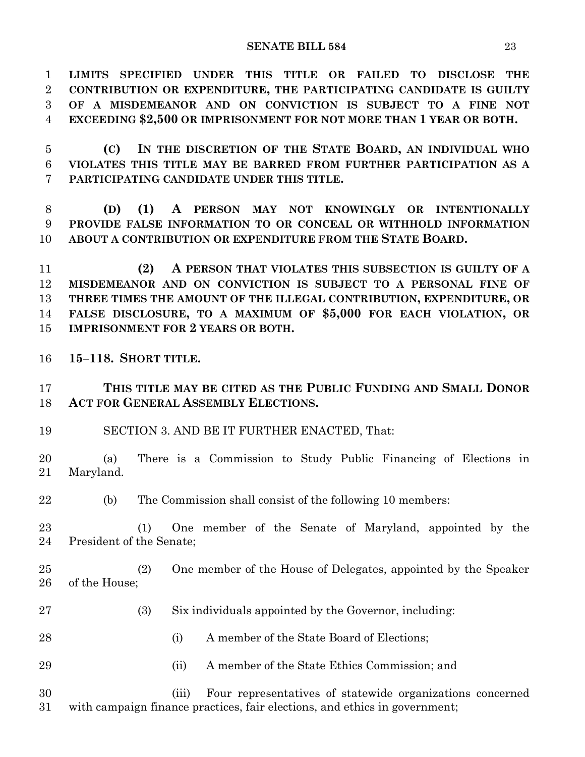**LIMITS SPECIFIED UNDER THIS TITLE OR FAILED TO DISCLOSE THE CONTRIBUTION OR EXPENDITURE, THE PARTICIPATING CANDIDATE IS GUILTY OF A MISDEMEANOR AND ON CONVICTION IS SUBJECT TO A FINE NOT EXCEEDING $2,500 OR IMPRISONMENT FOR NOT MORE THAN 1 YEAR OR BOTH.**

**(C) IN THE DISCRETION OF THE STATE BOARD, AN INDIVIDUAL WHO VIOLATES THIS TITLE MAY BE BARRED FROM FURTHER PARTICIPATION AS A PARTICIPATING CANDIDATE UNDER THIS TITLE.**

**(D) (1) A PERSON MAY NOT KNOWINGLY OR INTENTIONALLY PROVIDE FALSE INFORMATION TO OR CONCEAL OR WITHHOLD INFORMATION ABOUT A CONTRIBUTION OR EXPENDITURE FROM THE STATE BOARD.**

**(2) A PERSON THAT VIOLATES THIS SUBSECTION IS GUILTY OF A MISDEMEANOR AND ON CONVICTION IS SUBJECT TO A PERSONAL FINE OF THREE TIMES THE AMOUNT OF THE ILLEGAL CONTRIBUTION, EXPENDITURE, OR FALSE DISCLOSURE, TO A MAXIMUM OF $5,000 FOR EACH VIOLATION, OR IMPRISONMENT FOR 2 YEARS OR BOTH.**

**15–118. SHORT TITLE.**

**THIS TITLE MAY BE CITED AS THE PUBLIC FUNDING AND SMALL DONOR ACT FOR GENERAL ASSEMBLY ELECTIONS.**

SECTION 3. AND BE IT FURTHER ENACTED, That:

(a) There is a Commission to Study Public Financing of Elections in Maryland.

(b) The Commission shall consist of the following 10 members:

(1) One member of the Senate of Maryland, appointed by the President of the Senate;

(2) One member of the House of Delegates, appointed by the Speaker of the House;

(3) Six individuals appointed by the Governor, including:

(i) A member of the State Board of Elections;

(ii) A member of the State Ethics Commission; and

(iii) Four representatives of statewide organizations concerned with campaign finance practices, fair elections, and ethics in government;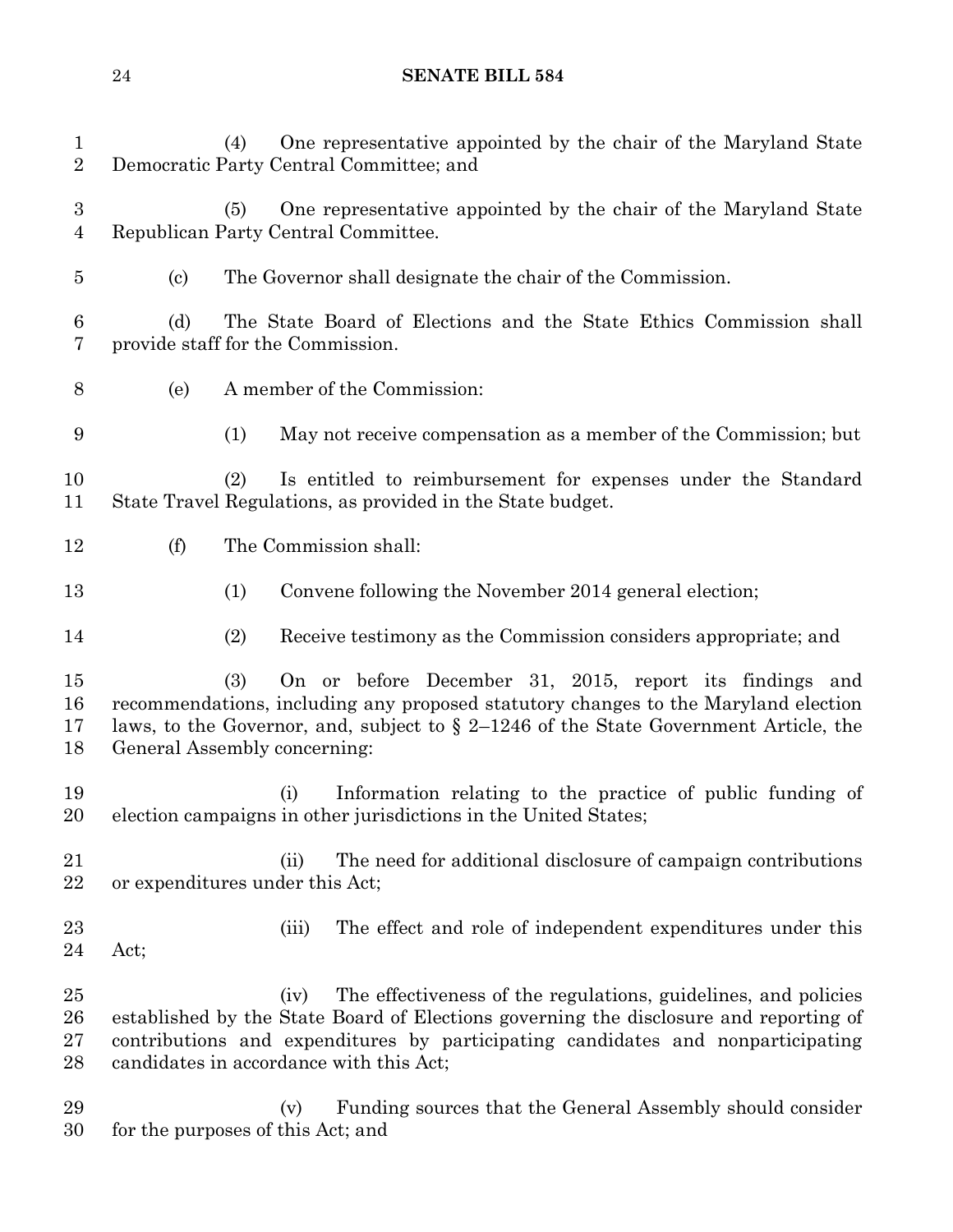(4) One representative appointed by the chair of the Maryland State Democratic Party Central Committee; and

(5) One representative appointed by the chair of the Maryland State Republican Party Central Committee.

(c) The Governor shall designate the chair of the Commission.

(d) The State Board of Elections and the State Ethics Commission shall provide staff for the Commission.

(e) A member of the Commission:

(1) May not receive compensation as a member of the Commission; but

(2) Is entitled to reimbursement for expenses under the Standard State Travel Regulations, as provided in the State budget.

(f) The Commission shall:

(1) Convene following the November 2014 general election;

(2) Receive testimony as the Commission considers appropriate; and

(3) On or before December 31, 2015, report its findings and recommendations, including any proposed statutory changes to the Maryland election laws, to the Governor, and, subject to § 2–1246 of the State Government Article, the General Assembly concerning:

(i) Information relating to the practice of public funding of election campaigns in other jurisdictions in the United States;

(ii) The need for additional disclosure of campaign contributions or expenditures under this Act;

(iii) The effect and role of independent expenditures under this Act;

(iv) The effectiveness of the regulations, guidelines, and policies established by the State Board of Elections governing the disclosure and reporting of contributions and expenditures by participating candidates and nonparticipating candidates in accordance with this Act;

(v) Funding sources that the General Assembly should consider for the purposes of this Act; and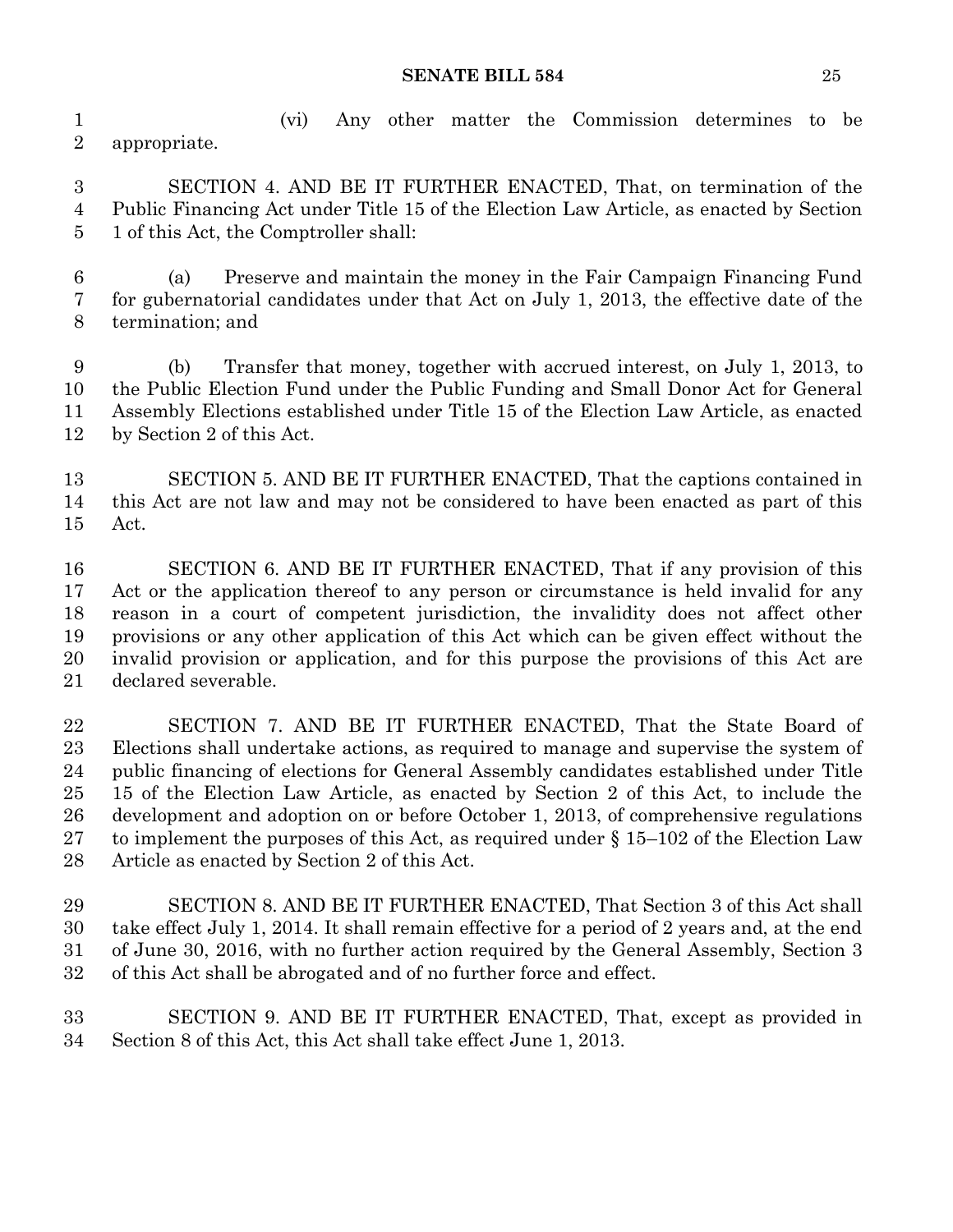(vi) Any other matter the Commission determines to be appropriate.

SECTION 4. AND BE IT FURTHER ENACTED, That, on termination of the Public Financing Act under Title 15 of the Election Law Article, as enacted by Section 1 of this Act, the Comptroller shall:

(a) Preserve and maintain the money in the Fair Campaign Financing Fund for gubernatorial candidates under that Act on July 1, 2013, the effective date of the termination; and

(b) Transfer that money, together with accrued interest, on July 1, 2013, to the Public Election Fund under the Public Funding and Small Donor Act for General Assembly Elections established under Title 15 of the Election Law Article, as enacted by Section 2 of this Act.

SECTION 5. AND BE IT FURTHER ENACTED, That the captions contained in this Act are not law and may not be considered to have been enacted as part of this Act.

SECTION 6. AND BE IT FURTHER ENACTED, That if any provision of this Act or the application thereof to any person or circumstance is held invalid for any reason in a court of competent jurisdiction, the invalidity does not affect other provisions or any other application of this Act which can be given effect without the invalid provision or application, and for this purpose the provisions of this Act are declared severable.

SECTION 7. AND BE IT FURTHER ENACTED, That the State Board of Elections shall undertake actions, as required to manage and supervise the system of public financing of elections for General Assembly candidates established under Title 15 of the Election Law Article, as enacted by Section 2 of this Act, to include the development and adoption on or before October 1, 2013, of comprehensive regulations to implement the purposes of this Act, as required under § 15–102 of the Election Law Article as enacted by Section 2 of this Act.

SECTION 8. AND BE IT FURTHER ENACTED, That Section 3 of this Act shall take effect July 1, 2014. It shall remain effective for a period of 2 years and, at the end of June 30, 2016, with no further action required by the General Assembly, Section 3 of this Act shall be abrogated and of no further force and effect.

SECTION 9. AND BE IT FURTHER ENACTED, That, except as provided in Section 8 of this Act, this Act shall take effect June 1, 2013.